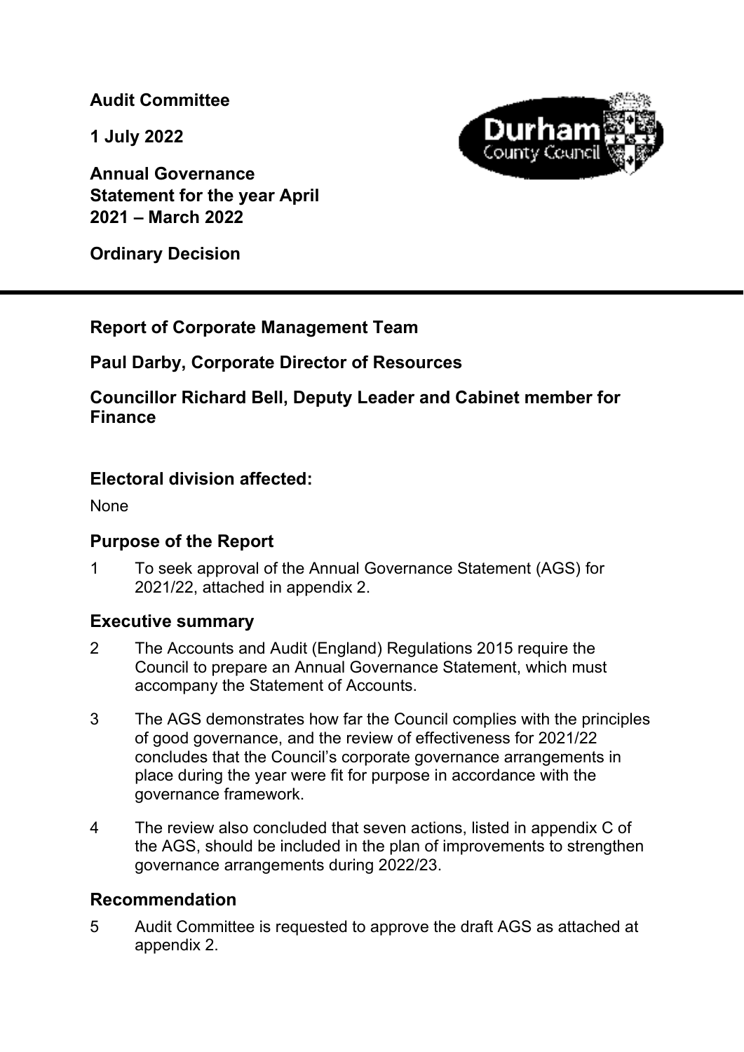**Audit Committee**

**1 July 2022**

**Annual Governance Statement for the year April 2021 – March 2022**

**Ordinary Decision**

---

**Report of Corporate Management Team**

**Paul Darby, Corporate Director of Resources**

**Councillor Richard Bell, Deputy Leader and Cabinet member for Finance**

## Electoral division affected:

None

## Purpose of the Report

1 To seek approval of the Annual Governance Statement (AGS) for 2021/22, attached in appendix 2.

## Executive summary

2 The Accounts and Audit (England) Regulations 2015 require the Council to prepare an Annual Governance Statement, which must accompany the Statement of Accounts.

3 The AGS demonstrates how far the Council complies with the principles of good governance, and the review of effectiveness for 2021/22 concludes that the Council's corporate governance arrangements in place during the year were fit for purpose in accordance with the governance framework.

4 The review also concluded that seven actions, listed in appendix C of the AGS, should be included in the plan of improvements to strengthen governance arrangements during 2022/23.

## Recommendation

5 Audit Committee is requested to approve the draft AGS as attached at appendix 2.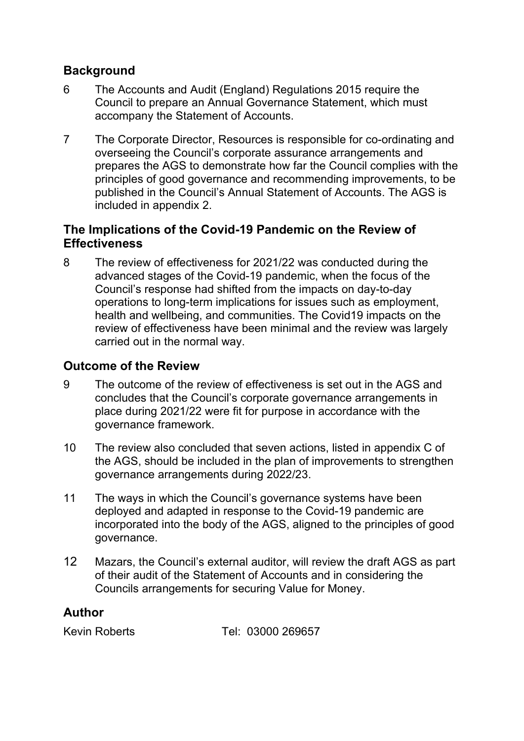## Background

6 The Accounts and Audit (England) Regulations 2015 require the Council to prepare an Annual Governance Statement, which must accompany the Statement of Accounts.

7 The Corporate Director, Resources is responsible for co-ordinating and overseeing the Council's corporate assurance arrangements and prepares the AGS to demonstrate how far the Council complies with the principles of good governance and recommending improvements, to be published in the Council's Annual Statement of Accounts. The AGS is included in appendix 2.

## The Implications of the Covid-19 Pandemic on the Review of Effectiveness

8 The review of effectiveness for 2021/22 was conducted during the advanced stages of the Covid-19 pandemic, when the focus of the Council's response had shifted from the impacts on day-to-day operations to long-term implications for issues such as employment, health and wellbeing, and communities. The Covid19 impacts on the review of effectiveness have been minimal and the review was largely carried out in the normal way.

## Outcome of the Review

9 The outcome of the review of effectiveness is set out in the AGS and concludes that the Council's corporate governance arrangements in place during 2021/22 were fit for purpose in accordance with the governance framework.

10 The review also concluded that seven actions, listed in appendix C of the AGS, should be included in the plan of improvements to strengthen governance arrangements during 2022/23.

11 The ways in which the Council's governance systems have been deployed and adapted in response to the Covid-19 pandemic are incorporated into the body of the AGS, aligned to the principles of good governance.

12 Mazars, the Council's external auditor, will review the draft AGS as part of their audit of the Statement of Accounts and in considering the Councils arrangements for securing Value for Money.

## Author

Kevin Roberts Tel: 03000 269657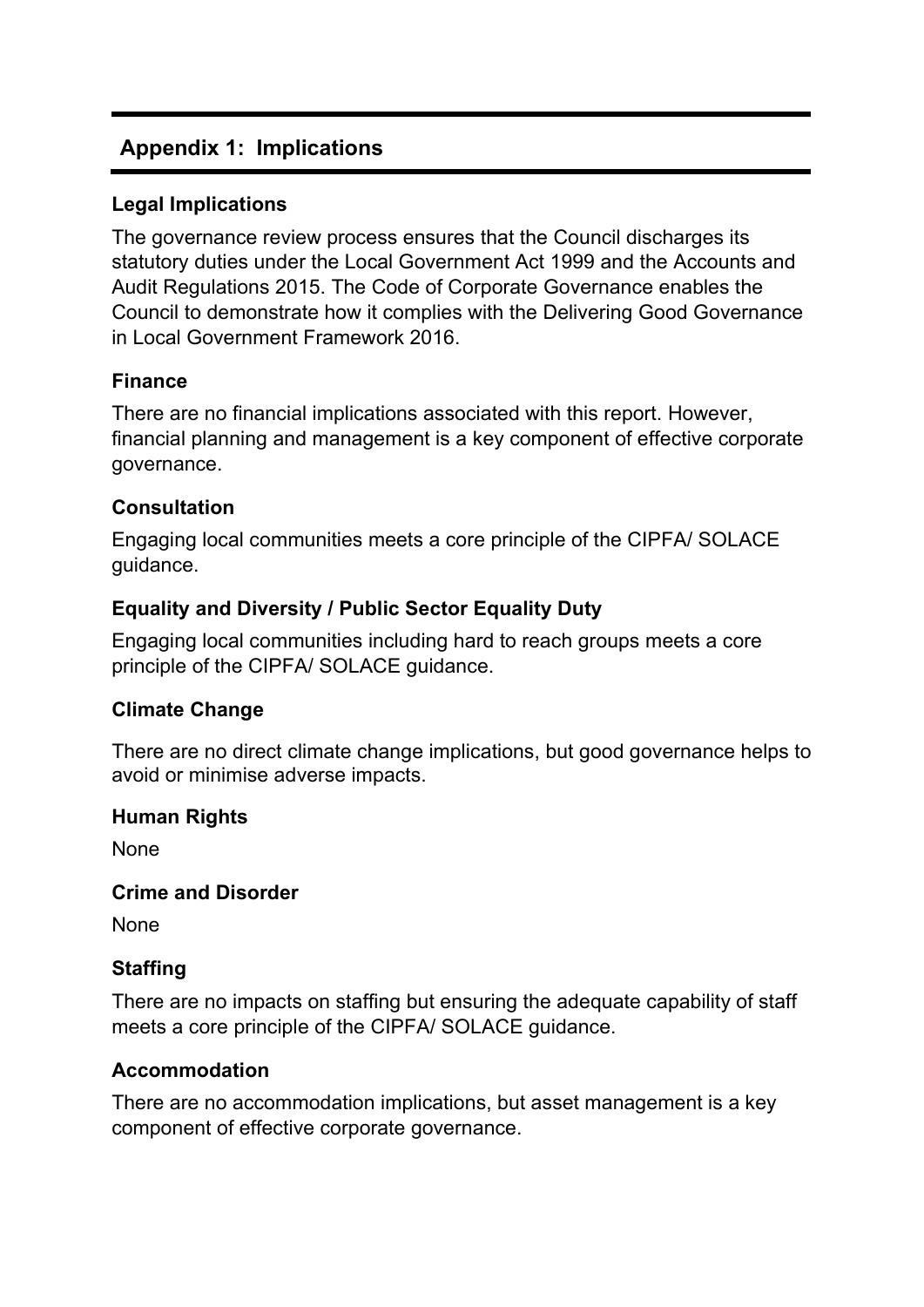## Appendix 1: Implications

### Legal Implications

The governance review process ensures that the Council discharges its statutory duties under the Local Government Act 1999 and the Accounts and Audit Regulations 2015. The Code of Corporate Governance enables the Council to demonstrate how it complies with the Delivering Good Governance in Local Government Framework 2016.

### Finance

There are no financial implications associated with this report. However, financial planning and management is a key component of effective corporate governance.

### Consultation

Engaging local communities meets a core principle of the CIPFA/ SOLACE guidance.

### Equality and Diversity / Public Sector Equality Duty

Engaging local communities including hard to reach groups meets a core principle of the CIPFA/ SOLACE guidance.

### Climate Change

There are no direct climate change implications, but good governance helps to avoid or minimise adverse impacts.

### Human Rights

None

### Crime and Disorder

None

### Staffing

There are no impacts on staffing but ensuring the adequate capability of staff meets a core principle of the CIPFA/ SOLACE guidance.

### Accommodation

There are no accommodation implications, but asset management is a key component of effective corporate governance.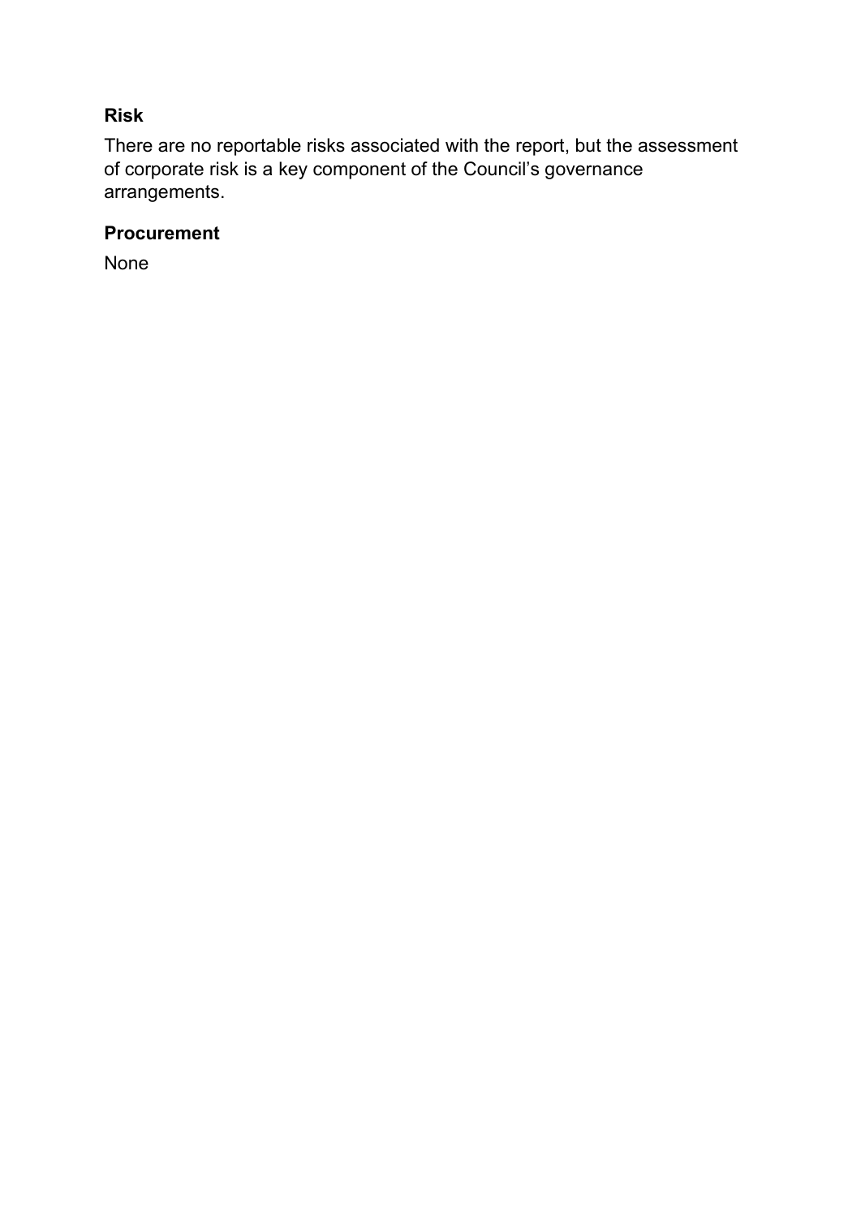**Risk**

There are no reportable risks associated with the report, but the assessment of corporate risk is a key component of the Council's governance arrangements.

**Procurement**

None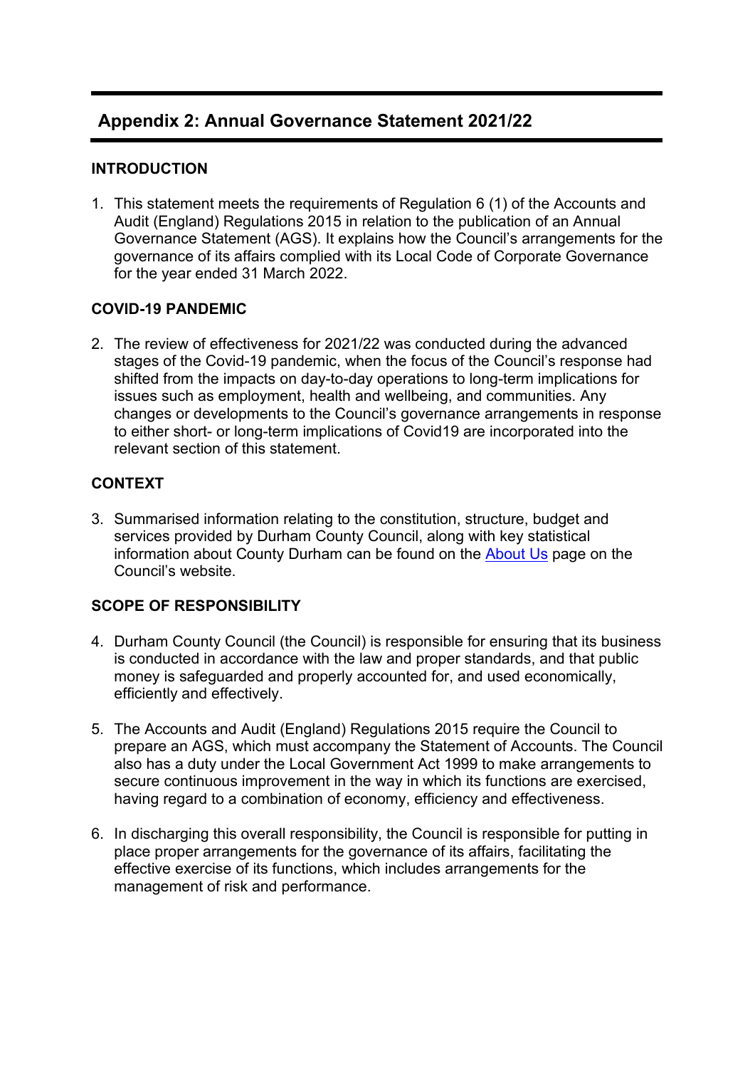## Appendix 2: Annual Governance Statement 2021/22

### INTRODUCTION

1. This statement meets the requirements of Regulation 6 (1) of the Accounts and Audit (England) Regulations 2015 in relation to the publication of an Annual Governance Statement (AGS). It explains how the Council's arrangements for the governance of its affairs complied with its Local Code of Corporate Governance for the year ended 31 March 2022.

### COVID-19 PANDEMIC

2. The review of effectiveness for 2021/22 was conducted during the advanced stages of the Covid-19 pandemic, when the focus of the Council's response had shifted from the impacts on day-to-day operations to long-term implications for issues such as employment, health and wellbeing, and communities. Any changes or developments to the Council's governance arrangements in response to either short- or long-term implications of Covid19 are incorporated into the relevant section of this statement.

### CONTEXT

3. Summarised information relating to the constitution, structure, budget and services provided by Durham County Council, along with key statistical information about County Durham can be found on the About Us page on the Council's website.

### SCOPE OF RESPONSIBILITY

4. Durham County Council (the Council) is responsible for ensuring that its business is conducted in accordance with the law and proper standards, and that public money is safeguarded and properly accounted for, and used economically, efficiently and effectively.

5. The Accounts and Audit (England) Regulations 2015 require the Council to prepare an AGS, which must accompany the Statement of Accounts. The Council also has a duty under the Local Government Act 1999 to make arrangements to secure continuous improvement in the way in which its functions are exercised, having regard to a combination of economy, efficiency and effectiveness.

6. In discharging this overall responsibility, the Council is responsible for putting in place proper arrangements for the governance of its affairs, facilitating the effective exercise of its functions, which includes arrangements for the management of risk and performance.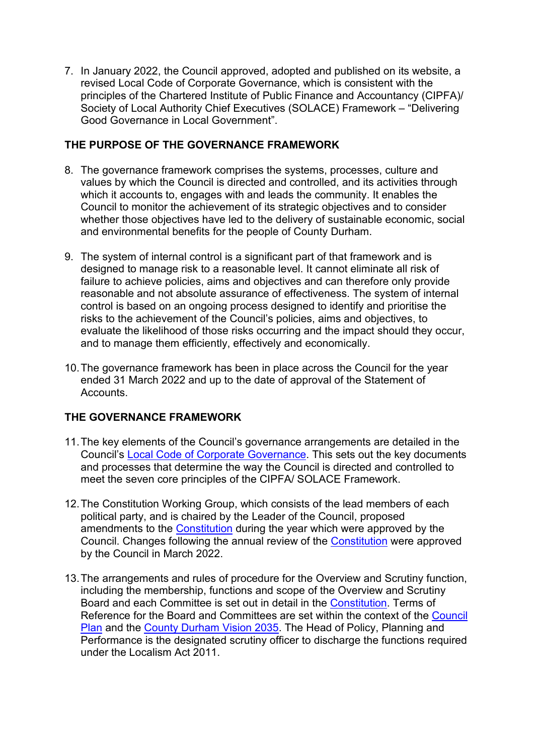7. In January 2022, the Council approved, adopted and published on its website, a revised Local Code of Corporate Governance, which is consistent with the principles of the Chartered Institute of Public Finance and Accountancy (CIPFA)/ Society of Local Authority Chief Executives (SOLACE) Framework – "Delivering Good Governance in Local Government".

## THE PURPOSE OF THE GOVERNANCE FRAMEWORK

8. The governance framework comprises the systems, processes, culture and values by which the Council is directed and controlled, and its activities through which it accounts to, engages with and leads the community. It enables the Council to monitor the achievement of its strategic objectives and to consider whether those objectives have led to the delivery of sustainable economic, social and environmental benefits for the people of County Durham.

9. The system of internal control is a significant part of that framework and is designed to manage risk to a reasonable level. It cannot eliminate all risk of failure to achieve policies, aims and objectives and can therefore only provide reasonable and not absolute assurance of effectiveness. The system of internal control is based on an ongoing process designed to identify and prioritise the risks to the achievement of the Council's policies, aims and objectives, to evaluate the likelihood of those risks occurring and the impact should they occur, and to manage them efficiently, effectively and economically.

10. The governance framework has been in place across the Council for the year ended 31 March 2022 and up to the date of approval of the Statement of Accounts.

## THE GOVERNANCE FRAMEWORK

11. The key elements of the Council's governance arrangements are detailed in the Council's Local Code of Corporate Governance. This sets out the key documents and processes that determine the way the Council is directed and controlled to meet the seven core principles of the CIPFA/ SOLACE Framework.

12. The Constitution Working Group, which consists of the lead members of each political party, and is chaired by the Leader of the Council, proposed amendments to the Constitution during the year which were approved by the Council. Changes following the annual review of the Constitution were approved by the Council in March 2022.

13. The arrangements and rules of procedure for the Overview and Scrutiny function, including the membership, functions and scope of the Overview and Scrutiny Board and each Committee is set out in detail in the Constitution. Terms of Reference for the Board and Committees are set within the context of the Council Plan and the County Durham Vision 2035. The Head of Policy, Planning and Performance is the designated scrutiny officer to discharge the functions required under the Localism Act 2011.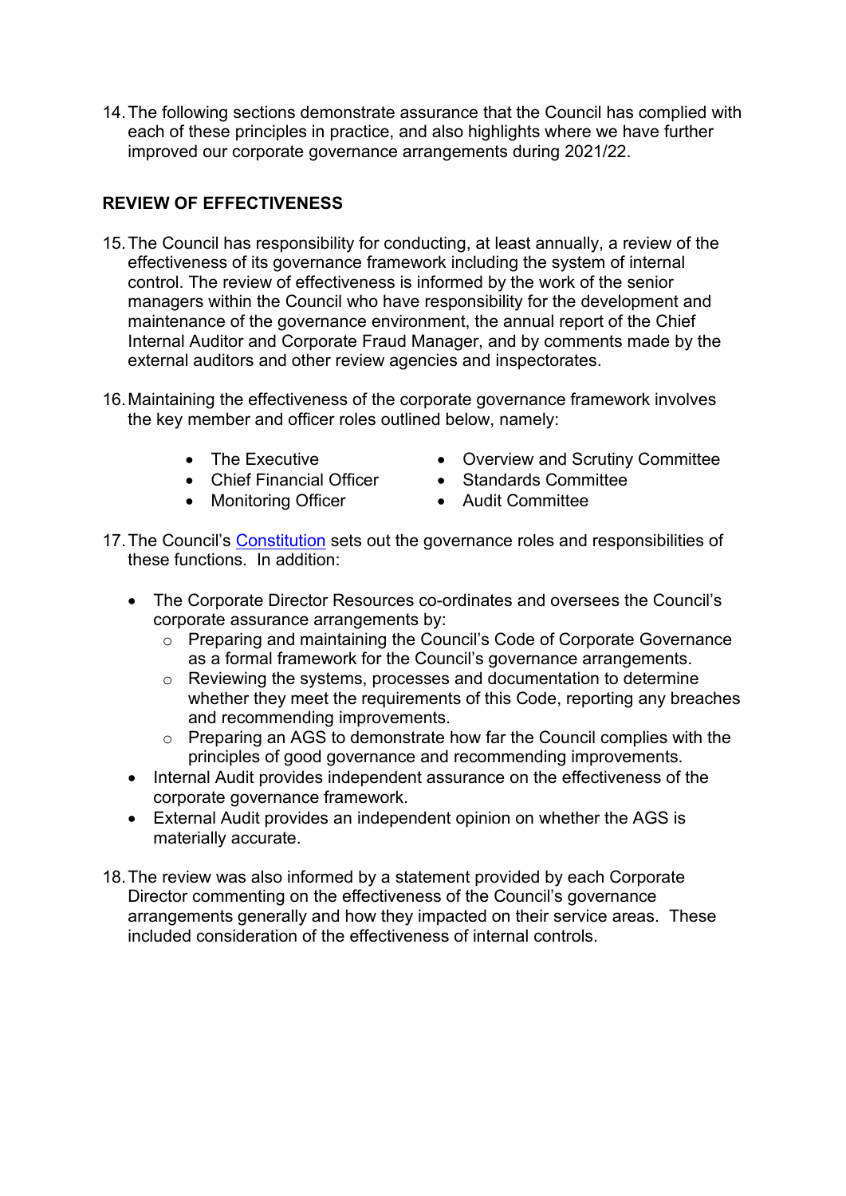14. The following sections demonstrate assurance that the Council has complied with each of these principles in practice, and also highlights where we have further improved our corporate governance arrangements during 2021/22.

## REVIEW OF EFFECTIVENESS

15. The Council has responsibility for conducting, at least annually, a review of the effectiveness of its governance framework including the system of internal control. The review of effectiveness is informed by the work of the senior managers within the Council who have responsibility for the development and maintenance of the governance environment, the annual report of the Chief Internal Auditor and Corporate Fraud Manager, and by comments made by the external auditors and other review agencies and inspectorates.

16. Maintaining the effectiveness of the corporate governance framework involves the key member and officer roles outlined below, namely:

    - The Executive
    - Chief Financial Officer
    - Monitoring Officer
    - Overview and Scrutiny Committee
    - Standards Committee
    - Audit Committee

17. The Council's [Constitution] sets out the governance roles and responsibilities of these functions. In addition:

    - The Corporate Director Resources co-ordinates and oversees the Council's corporate assurance arrangements by:
        - Preparing and maintaining the Council's Code of Corporate Governance as a formal framework for the Council's governance arrangements.
        - Reviewing the systems, processes and documentation to determine whether they meet the requirements of this Code, reporting any breaches and recommending improvements.
        - Preparing an AGS to demonstrate how far the Council complies with the principles of good governance and recommending improvements.
    - Internal Audit provides independent assurance on the effectiveness of the corporate governance framework.
    - External Audit provides an independent opinion on whether the AGS is materially accurate.

18. The review was also informed by a statement provided by each Corporate Director commenting on the effectiveness of the Council's governance arrangements generally and how they impacted on their service areas. These included consideration of the effectiveness of internal controls.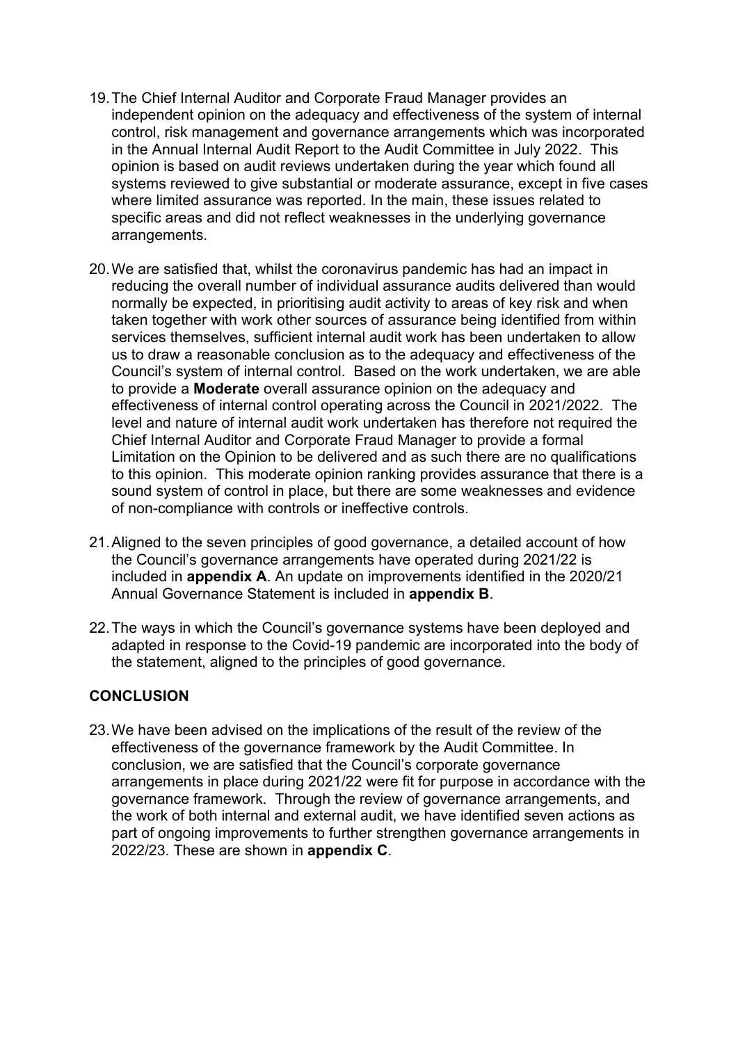19. The Chief Internal Auditor and Corporate Fraud Manager provides an independent opinion on the adequacy and effectiveness of the system of internal control, risk management and governance arrangements which was incorporated in the Annual Internal Audit Report to the Audit Committee in July 2022. This opinion is based on audit reviews undertaken during the year which found all systems reviewed to give substantial or moderate assurance, except in five cases where limited assurance was reported. In the main, these issues related to specific areas and did not reflect weaknesses in the underlying governance arrangements.

20. We are satisfied that, whilst the coronavirus pandemic has had an impact in reducing the overall number of individual assurance audits delivered than would normally be expected, in prioritising audit activity to areas of key risk and when taken together with work other sources of assurance being identified from within services themselves, sufficient internal audit work has been undertaken to allow us to draw a reasonable conclusion as to the adequacy and effectiveness of the Council's system of internal control. Based on the work undertaken, we are able to provide a **Moderate** overall assurance opinion on the adequacy and effectiveness of internal control operating across the Council in 2021/2022. The level and nature of internal audit work undertaken has therefore not required the Chief Internal Auditor and Corporate Fraud Manager to provide a formal Limitation on the Opinion to be delivered and as such there are no qualifications to this opinion. This moderate opinion ranking provides assurance that there is a sound system of control in place, but there are some weaknesses and evidence of non-compliance with controls or ineffective controls.

21. Aligned to the seven principles of good governance, a detailed account of how the Council's governance arrangements have operated during 2021/22 is included in **appendix A**. An update on improvements identified in the 2020/21 Annual Governance Statement is included in **appendix B**.

22. The ways in which the Council's governance systems have been deployed and adapted in response to the Covid-19 pandemic are incorporated into the body of the statement, aligned to the principles of good governance.

**CONCLUSION**

23. We have been advised on the implications of the result of the review of the effectiveness of the governance framework by the Audit Committee. In conclusion, we are satisfied that the Council's corporate governance arrangements in place during 2021/22 were fit for purpose in accordance with the governance framework. Through the review of governance arrangements, and the work of both internal and external audit, we have identified seven actions as part of ongoing improvements to further strengthen governance arrangements in 2022/23. These are shown in **appendix C**.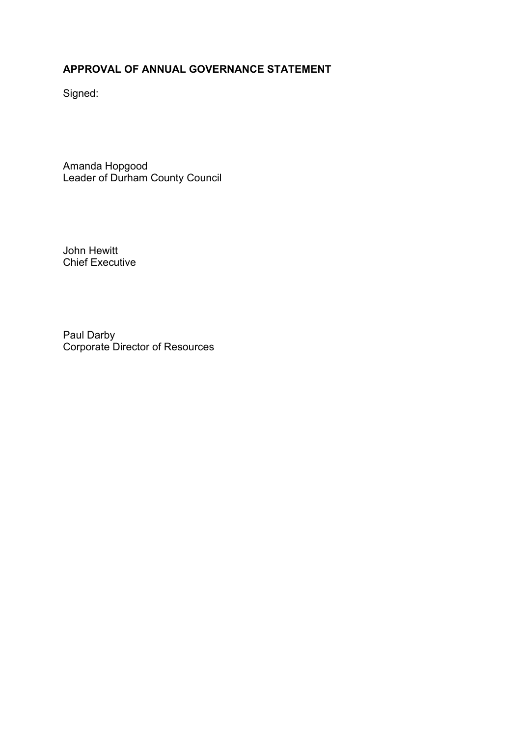## APPROVAL OF ANNUAL GOVERNANCE STATEMENT

Signed:

Amanda Hopgood
Leader of Durham County Council

John Hewitt
Chief Executive

Paul Darby
Corporate Director of Resources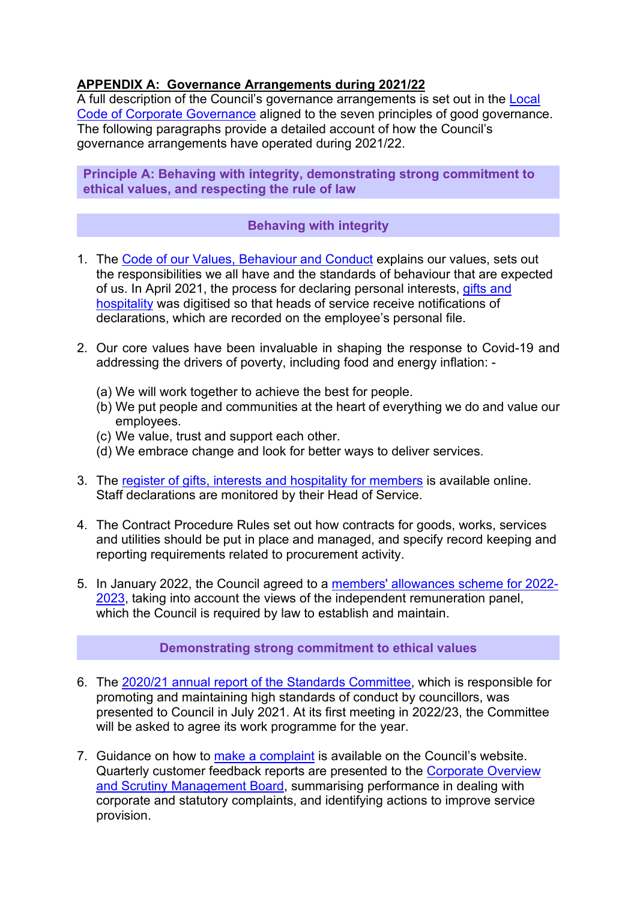## APPENDIX A: Governance Arrangements during 2021/22

A full description of the Council's governance arrangements is set out in the Local Code of Corporate Governance aligned to the seven principles of good governance. The following paragraphs provide a detailed account of how the Council's governance arrangements have operated during 2021/22.

### Principle A: Behaving with integrity, demonstrating strong commitment to ethical values, and respecting the rule of law

#### Behaving with integrity

1. The Code of our Values, Behaviour and Conduct explains our values, sets out the responsibilities we all have and the standards of behaviour that are expected of us. In April 2021, the process for declaring personal interests, gifts and hospitality was digitised so that heads of service receive notifications of declarations, which are recorded on the employee's personal file.

2. Our core values have been invaluable in shaping the response to Covid-19 and addressing the drivers of poverty, including food and energy inflation: -

   (a) We will work together to achieve the best for people.
   (b) We put people and communities at the heart of everything we do and value our employees.
   (c) We value, trust and support each other.
   (d) We embrace change and look for better ways to deliver services.

3. The register of gifts, interests and hospitality for members is available online. Staff declarations are monitored by their Head of Service.

4. The Contract Procedure Rules set out how contracts for goods, works, services and utilities should be put in place and managed, and specify record keeping and reporting requirements related to procurement activity.

5. In January 2022, the Council agreed to a members' allowances scheme for 2022-2023, taking into account the views of the independent remuneration panel, which the Council is required by law to establish and maintain.

#### Demonstrating strong commitment to ethical values

6. The 2020/21 annual report of the Standards Committee, which is responsible for promoting and maintaining high standards of conduct by councillors, was presented to Council in July 2021. At its first meeting in 2022/23, the Committee will be asked to agree its work programme for the year.

7. Guidance on how to make a complaint is available on the Council's website. Quarterly customer feedback reports are presented to the Corporate Overview and Scrutiny Management Board, summarising performance in dealing with corporate and statutory complaints, and identifying actions to improve service provision.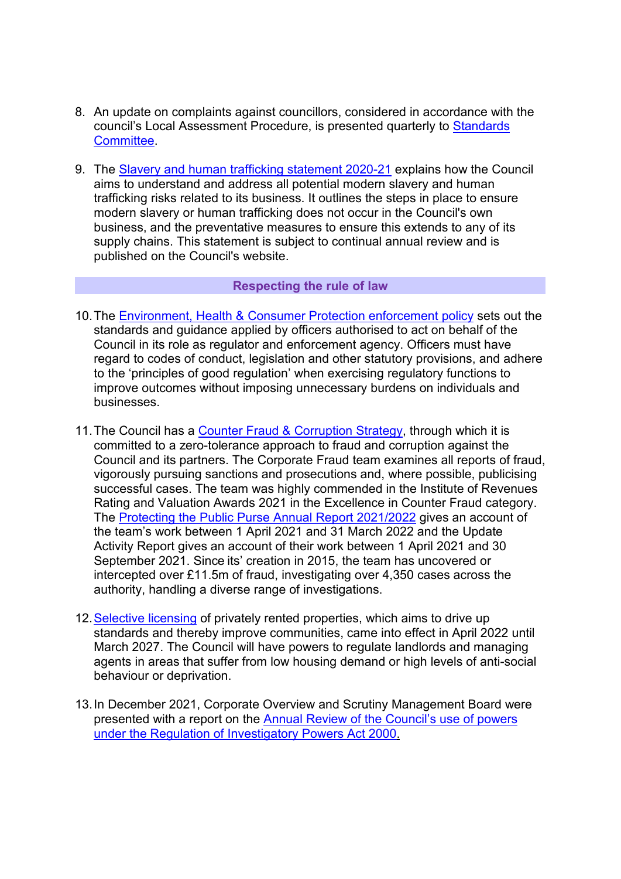8. An update on complaints against councillors, considered in accordance with the council's Local Assessment Procedure, is presented quarterly to Standards Committee.

9. The Slavery and human trafficking statement 2020-21 explains how the Council aims to understand and address all potential modern slavery and human trafficking risks related to its business. It outlines the steps in place to ensure modern slavery or human trafficking does not occur in the Council's own business, and the preventative measures to ensure this extends to any of its supply chains. This statement is subject to continual annual review and is published on the Council's website.

## Respecting the rule of law

10. The Environment, Health & Consumer Protection enforcement policy sets out the standards and guidance applied by officers authorised to act on behalf of the Council in its role as regulator and enforcement agency. Officers must have regard to codes of conduct, legislation and other statutory provisions, and adhere to the 'principles of good regulation' when exercising regulatory functions to improve outcomes without imposing unnecessary burdens on individuals and businesses.

11. The Council has a Counter Fraud & Corruption Strategy, through which it is committed to a zero-tolerance approach to fraud and corruption against the Council and its partners. The Corporate Fraud team examines all reports of fraud, vigorously pursuing sanctions and prosecutions and, where possible, publicising successful cases. The team was highly commended in the Institute of Revenues Rating and Valuation Awards 2021 in the Excellence in Counter Fraud category. The Protecting the Public Purse Annual Report 2021/2022 gives an account of the team's work between 1 April 2021 and 31 March 2022 and the Update Activity Report gives an account of their work between 1 April 2021 and 30 September 2021. Since its' creation in 2015, the team has uncovered or intercepted over £11.5m of fraud, investigating over 4,350 cases across the authority, handling a diverse range of investigations.

12. Selective licensing of privately rented properties, which aims to drive up standards and thereby improve communities, came into effect in April 2022 until March 2027. The Council will have powers to regulate landlords and managing agents in areas that suffer from low housing demand or high levels of anti-social behaviour or deprivation.

13. In December 2021, Corporate Overview and Scrutiny Management Board were presented with a report on the Annual Review of the Council's use of powers under the Regulation of Investigatory Powers Act 2000.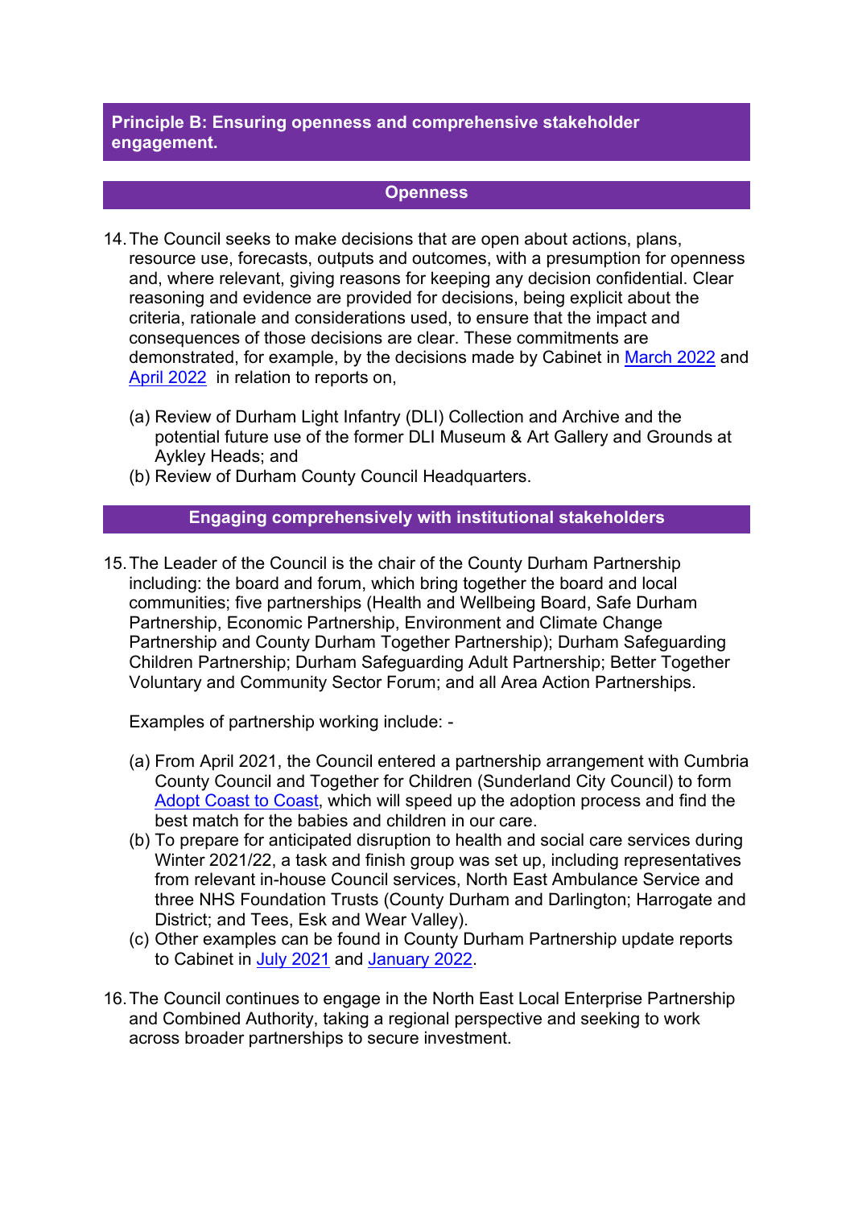## Principle B: Ensuring openness and comprehensive stakeholder engagement.

### Openness

14. The Council seeks to make decisions that are open about actions, plans, resource use, forecasts, outputs and outcomes, with a presumption for openness and, where relevant, giving reasons for keeping any decision confidential. Clear reasoning and evidence are provided for decisions, being explicit about the criteria, rationale and considerations used, to ensure that the impact and consequences of those decisions are clear. These commitments are demonstrated, for example, by the decisions made by Cabinet in March 2022 and April 2022 in relation to reports on,

    (a) Review of Durham Light Infantry (DLI) Collection and Archive and the potential future use of the former DLI Museum & Art Gallery and Grounds at Aykley Heads; and
    (b) Review of Durham County Council Headquarters.

### Engaging comprehensively with institutional stakeholders

15. The Leader of the Council is the chair of the County Durham Partnership including: the board and forum, which bring together the board and local communities; five partnerships (Health and Wellbeing Board, Safe Durham Partnership, Economic Partnership, Environment and Climate Change Partnership and County Durham Together Partnership); Durham Safeguarding Children Partnership; Durham Safeguarding Adult Partnership; Better Together Voluntary and Community Sector Forum; and all Area Action Partnerships.

    Examples of partnership working include: -

    (a) From April 2021, the Council entered a partnership arrangement with Cumbria County Council and Together for Children (Sunderland City Council) to form Adopt Coast to Coast, which will speed up the adoption process and find the best match for the babies and children in our care.
    (b) To prepare for anticipated disruption to health and social care services during Winter 2021/22, a task and finish group was set up, including representatives from relevant in-house Council services, North East Ambulance Service and three NHS Foundation Trusts (County Durham and Darlington; Harrogate and District; and Tees, Esk and Wear Valley).
    (c) Other examples can be found in County Durham Partnership update reports to Cabinet in July 2021 and January 2022.

16. The Council continues to engage in the North East Local Enterprise Partnership and Combined Authority, taking a regional perspective and seeking to work across broader partnerships to secure investment.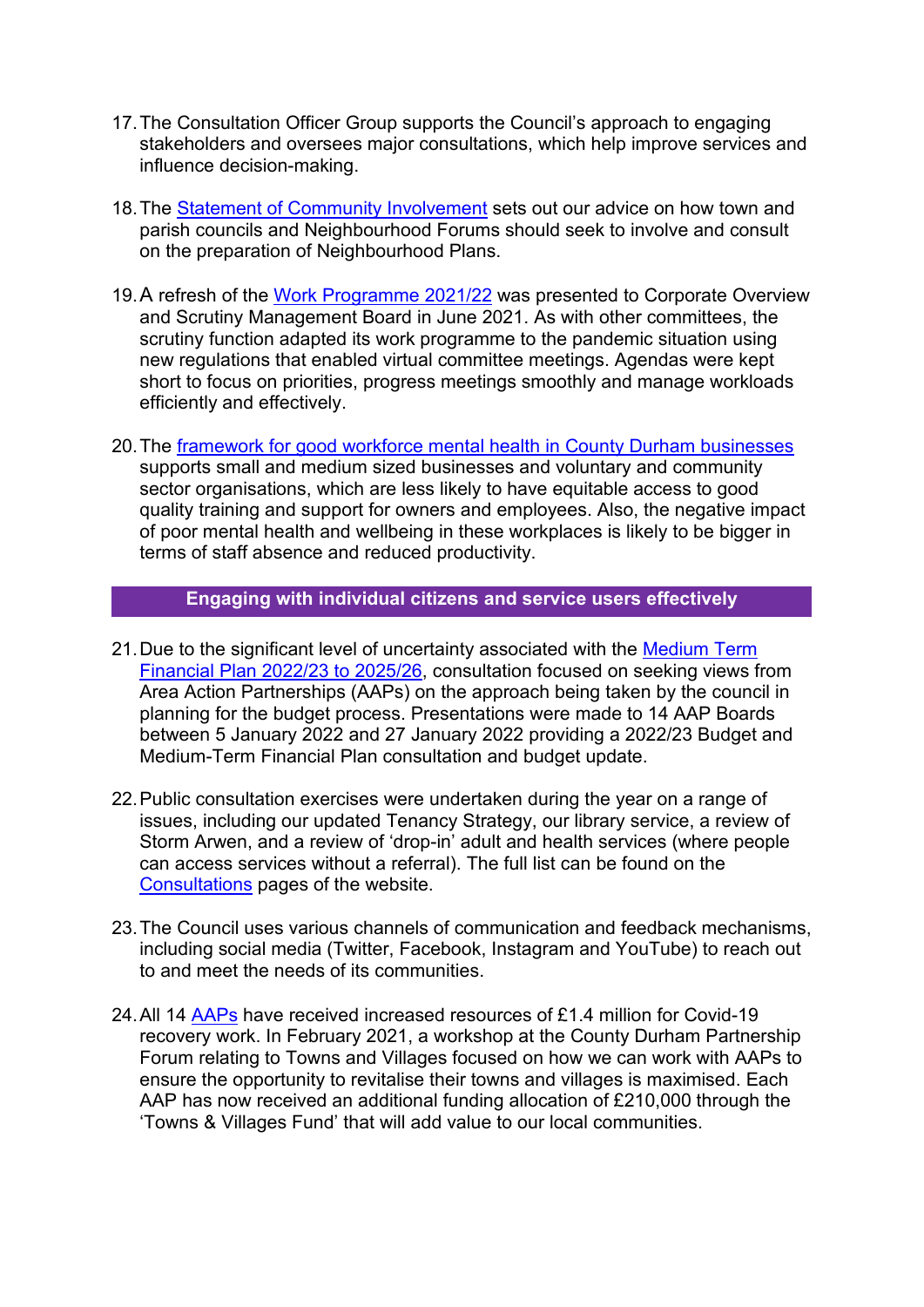17. The Consultation Officer Group supports the Council's approach to engaging stakeholders and oversees major consultations, which help improve services and influence decision-making.

18. The Statement of Community Involvement sets out our advice on how town and parish councils and Neighbourhood Forums should seek to involve and consult on the preparation of Neighbourhood Plans.

19. A refresh of the Work Programme 2021/22 was presented to Corporate Overview and Scrutiny Management Board in June 2021. As with other committees, the scrutiny function adapted its work programme to the pandemic situation using new regulations that enabled virtual committee meetings. Agendas were kept short to focus on priorities, progress meetings smoothly and manage workloads efficiently and effectively.

20. The framework for good workforce mental health in County Durham businesses supports small and medium sized businesses and voluntary and community sector organisations, which are less likely to have equitable access to good quality training and support for owners and employees. Also, the negative impact of poor mental health and wellbeing in these workplaces is likely to be bigger in terms of staff absence and reduced productivity.

## Engaging with individual citizens and service users effectively

21. Due to the significant level of uncertainty associated with the Medium Term Financial Plan 2022/23 to 2025/26, consultation focused on seeking views from Area Action Partnerships (AAPs) on the approach being taken by the council in planning for the budget process. Presentations were made to 14 AAP Boards between 5 January 2022 and 27 January 2022 providing a 2022/23 Budget and Medium-Term Financial Plan consultation and budget update.

22. Public consultation exercises were undertaken during the year on a range of issues, including our updated Tenancy Strategy, our library service, a review of Storm Arwen, and a review of 'drop-in' adult and health services (where people can access services without a referral). The full list can be found on the Consultations pages of the website.

23. The Council uses various channels of communication and feedback mechanisms, including social media (Twitter, Facebook, Instagram and YouTube) to reach out to and meet the needs of its communities.

24. All 14 AAPs have received increased resources of £1.4 million for Covid-19 recovery work. In February 2021, a workshop at the County Durham Partnership Forum relating to Towns and Villages focused on how we can work with AAPs to ensure the opportunity to revitalise their towns and villages is maximised. Each AAP has now received an additional funding allocation of £210,000 through the 'Towns & Villages Fund' that will add value to our local communities.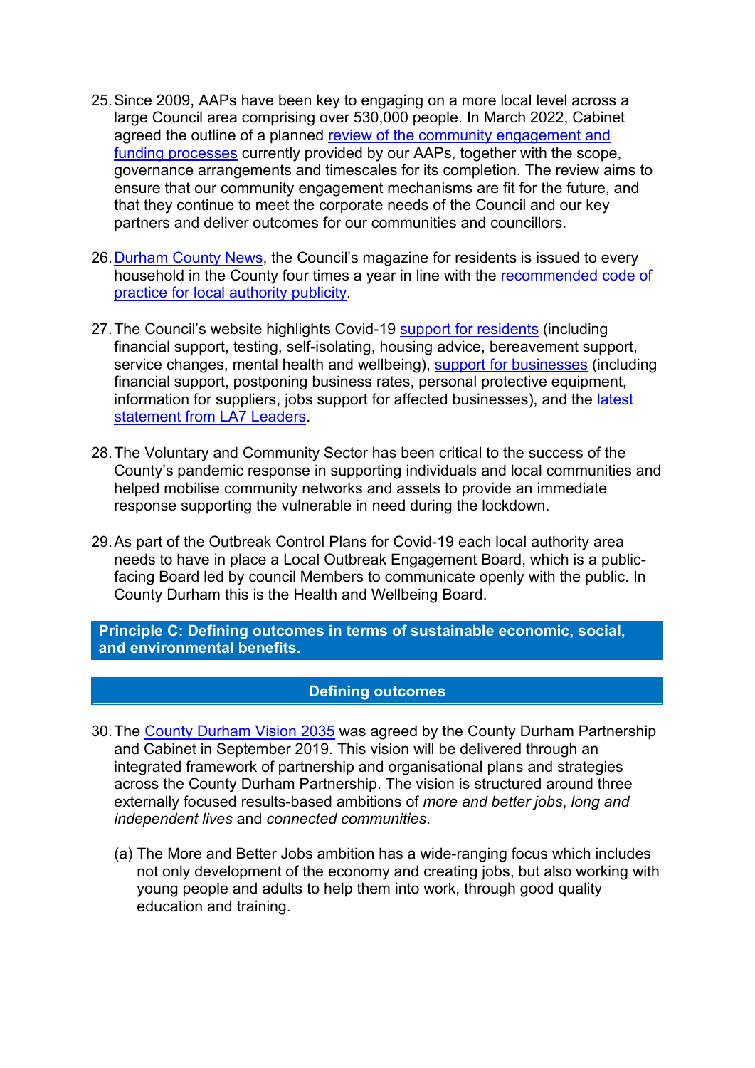25. Since 2009, AAPs have been key to engaging on a more local level across a large Council area comprising over 530,000 people. In March 2022, Cabinet agreed the outline of a planned review of the community engagement and funding processes currently provided by our AAPs, together with the scope, governance arrangements and timescales for its completion. The review aims to ensure that our community engagement mechanisms are fit for the future, and that they continue to meet the corporate needs of the Council and our key partners and deliver outcomes for our communities and councillors.

26. Durham County News, the Council's magazine for residents is issued to every household in the County four times a year in line with the recommended code of practice for local authority publicity.

27. The Council's website highlights Covid-19 support for residents (including financial support, testing, self-isolating, housing advice, bereavement support, service changes, mental health and wellbeing), support for businesses (including financial support, postponing business rates, personal protective equipment, information for suppliers, jobs support for affected businesses), and the latest statement from LA7 Leaders.

28. The Voluntary and Community Sector has been critical to the success of the County's pandemic response in supporting individuals and local communities and helped mobilise community networks and assets to provide an immediate response supporting the vulnerable in need during the lockdown.

29. As part of the Outbreak Control Plans for Covid-19 each local authority area needs to have in place a Local Outbreak Engagement Board, which is a public-facing Board led by council Members to communicate openly with the public. In County Durham this is the Health and Wellbeing Board.

## Principle C: Defining outcomes in terms of sustainable economic, social, and environmental benefits.

### Defining outcomes

30. The County Durham Vision 2035 was agreed by the County Durham Partnership and Cabinet in September 2019. This vision will be delivered through an integrated framework of partnership and organisational plans and strategies across the County Durham Partnership. The vision is structured around three externally focused results-based ambitions of *more and better jobs*, *long and independent lives* and *connected communities*.

    (a) The More and Better Jobs ambition has a wide-ranging focus which includes not only development of the economy and creating jobs, but also working with young people and adults to help them into work, through good quality education and training.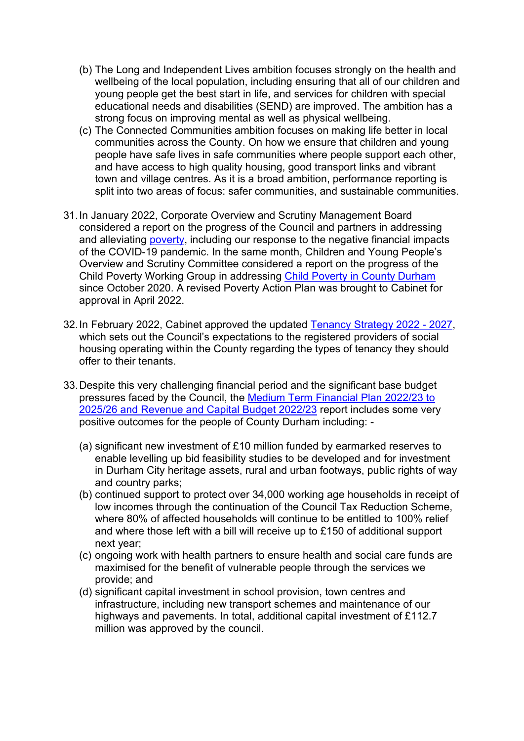(b) The Long and Independent Lives ambition focuses strongly on the health and wellbeing of the local population, including ensuring that all of our children and young people get the best start in life, and services for children with special educational needs and disabilities (SEND) are improved. The ambition has a strong focus on improving mental as well as physical wellbeing.

(c) The Connected Communities ambition focuses on making life better in local communities across the County. On how we ensure that children and young people have safe lives in safe communities where people support each other, and have access to high quality housing, good transport links and vibrant town and village centres. As it is a broad ambition, performance reporting is split into two areas of focus: safer communities, and sustainable communities.

31. In January 2022, Corporate Overview and Scrutiny Management Board considered a report on the progress of the Council and partners in addressing and alleviating poverty, including our response to the negative financial impacts of the COVID-19 pandemic. In the same month, Children and Young People's Overview and Scrutiny Committee considered a report on the progress of the Child Poverty Working Group in addressing Child Poverty in County Durham since October 2020. A revised Poverty Action Plan was brought to Cabinet for approval in April 2022.

32. In February 2022, Cabinet approved the updated Tenancy Strategy 2022 - 2027, which sets out the Council's expectations to the registered providers of social housing operating within the County regarding the types of tenancy they should offer to their tenants.

33. Despite this very challenging financial period and the significant base budget pressures faced by the Council, the Medium Term Financial Plan 2022/23 to 2025/26 and Revenue and Capital Budget 2022/23 report includes some very positive outcomes for the people of County Durham including: -

    (a) significant new investment of £10 million funded by earmarked reserves to enable levelling up bid feasibility studies to be developed and for investment in Durham City heritage assets, rural and urban footways, public rights of way and country parks;

    (b) continued support to protect over 34,000 working age households in receipt of low incomes through the continuation of the Council Tax Reduction Scheme, where 80% of affected households will continue to be entitled to 100% relief and where those left with a bill will receive up to £150 of additional support next year;

    (c) ongoing work with health partners to ensure health and social care funds are maximised for the benefit of vulnerable people through the services we provide; and

    (d) significant capital investment in school provision, town centres and infrastructure, including new transport schemes and maintenance of our highways and pavements. In total, additional capital investment of £112.7 million was approved by the council.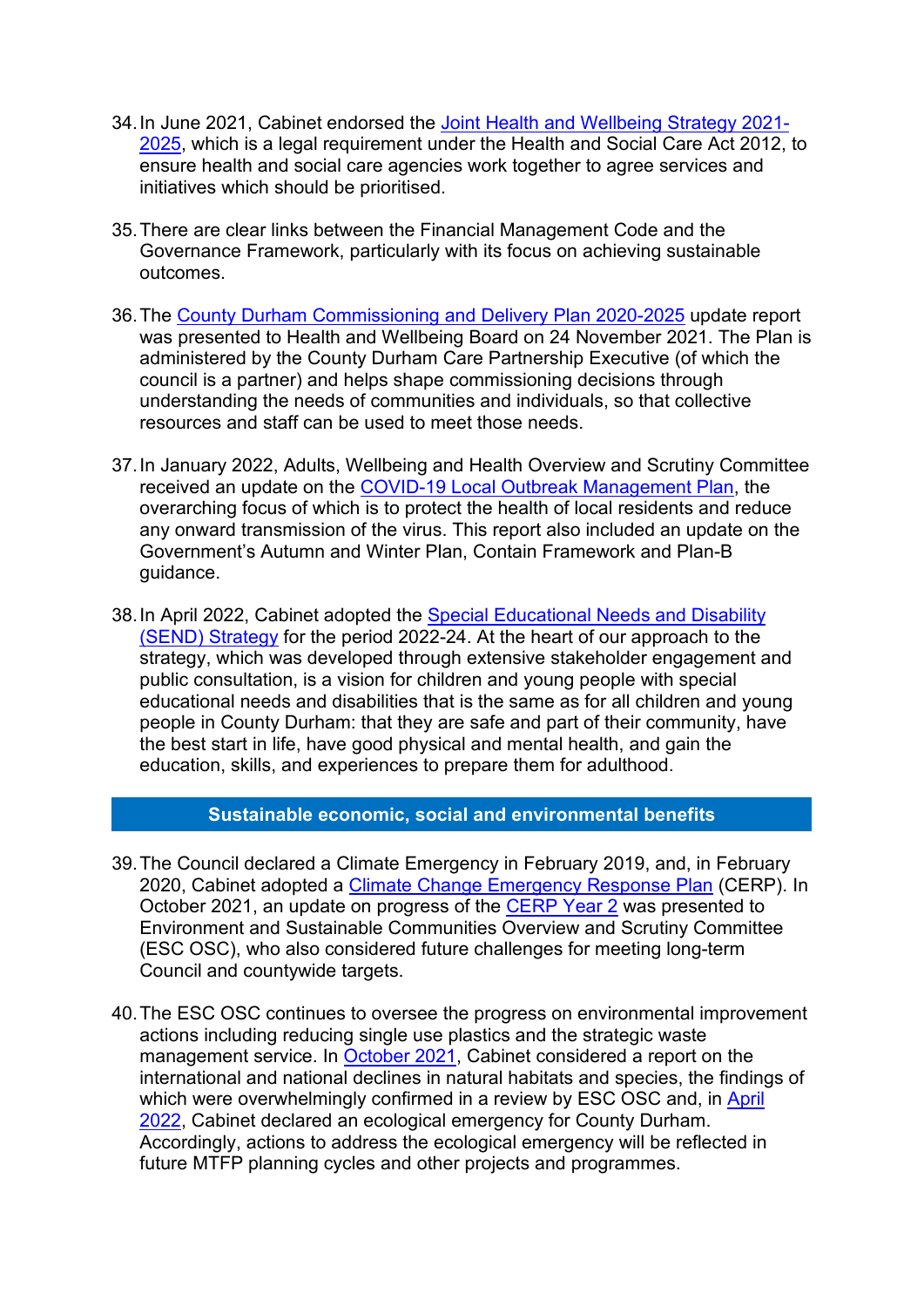34. In June 2021, Cabinet endorsed the Joint Health and Wellbeing Strategy 2021-2025, which is a legal requirement under the Health and Social Care Act 2012, to ensure health and social care agencies work together to agree services and initiatives which should be prioritised.

35. There are clear links between the Financial Management Code and the Governance Framework, particularly with its focus on achieving sustainable outcomes.

36. The County Durham Commissioning and Delivery Plan 2020-2025 update report was presented to Health and Wellbeing Board on 24 November 2021. The Plan is administered by the County Durham Care Partnership Executive (of which the council is a partner) and helps shape commissioning decisions through understanding the needs of communities and individuals, so that collective resources and staff can be used to meet those needs.

37. In January 2022, Adults, Wellbeing and Health Overview and Scrutiny Committee received an update on the COVID-19 Local Outbreak Management Plan, the overarching focus of which is to protect the health of local residents and reduce any onward transmission of the virus. This report also included an update on the Government's Autumn and Winter Plan, Contain Framework and Plan-B guidance.

38. In April 2022, Cabinet adopted the Special Educational Needs and Disability (SEND) Strategy for the period 2022-24. At the heart of our approach to the strategy, which was developed through extensive stakeholder engagement and public consultation, is a vision for children and young people with special educational needs and disabilities that is the same as for all children and young people in County Durham: that they are safe and part of their community, have the best start in life, have good physical and mental health, and gain the education, skills, and experiences to prepare them for adulthood.

## Sustainable economic, social and environmental benefits

39. The Council declared a Climate Emergency in February 2019, and, in February 2020, Cabinet adopted a Climate Change Emergency Response Plan (CERP). In October 2021, an update on progress of the CERP Year 2 was presented to Environment and Sustainable Communities Overview and Scrutiny Committee (ESC OSC), who also considered future challenges for meeting long-term Council and countywide targets.

40. The ESC OSC continues to oversee the progress on environmental improvement actions including reducing single use plastics and the strategic waste management service. In October 2021, Cabinet considered a report on the international and national declines in natural habitats and species, the findings of which were overwhelmingly confirmed in a review by ESC OSC and, in April 2022, Cabinet declared an ecological emergency for County Durham. Accordingly, actions to address the ecological emergency will be reflected in future MTFP planning cycles and other projects and programmes.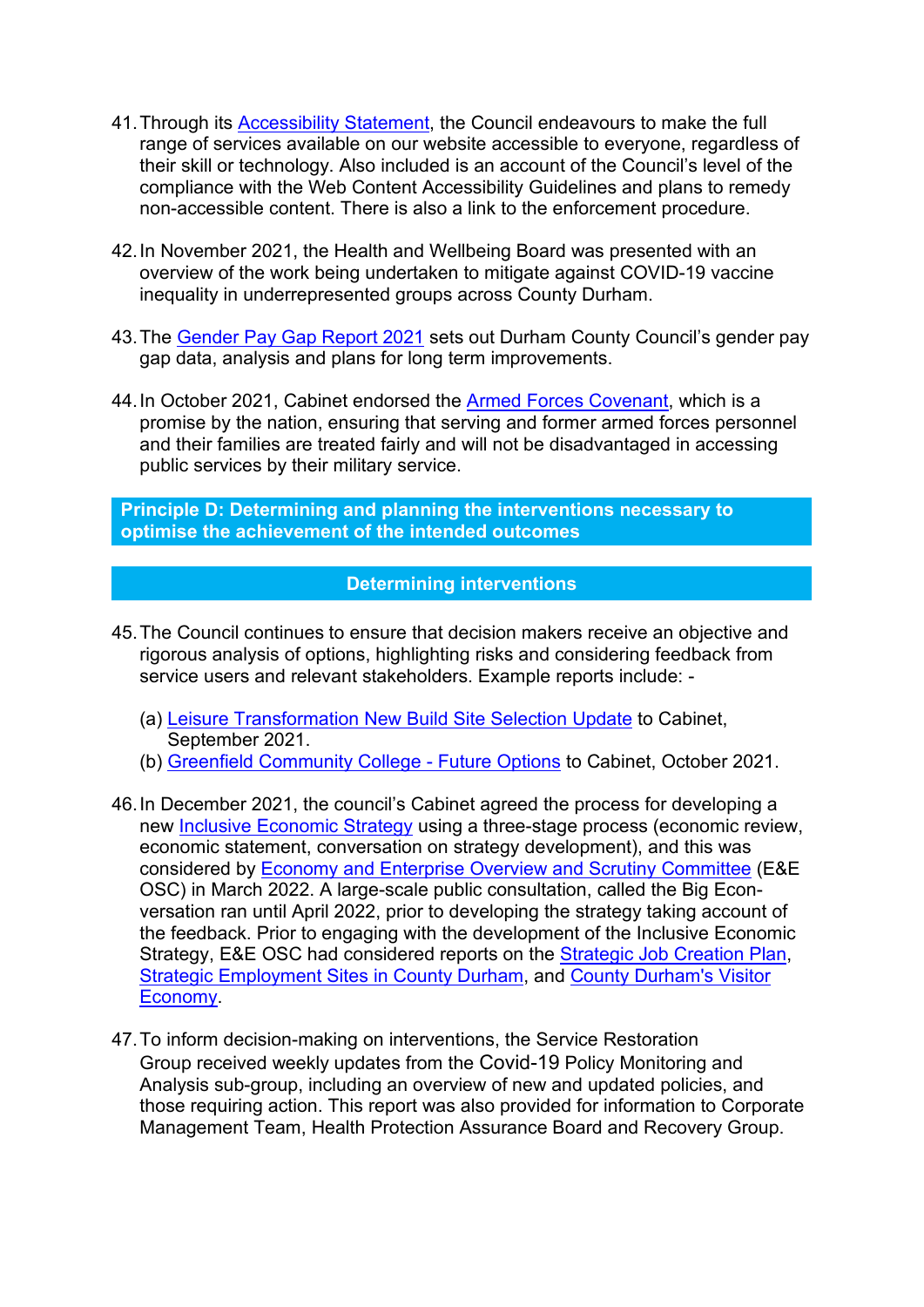41. Through its Accessibility Statement, the Council endeavours to make the full range of services available on our website accessible to everyone, regardless of their skill or technology. Also included is an account of the Council's level of the compliance with the Web Content Accessibility Guidelines and plans to remedy non-accessible content. There is also a link to the enforcement procedure.

42. In November 2021, the Health and Wellbeing Board was presented with an overview of the work being undertaken to mitigate against COVID-19 vaccine inequality in underrepresented groups across County Durham.

43. The Gender Pay Gap Report 2021 sets out Durham County Council's gender pay gap data, analysis and plans for long term improvements.

44. In October 2021, Cabinet endorsed the Armed Forces Covenant, which is a promise by the nation, ensuring that serving and former armed forces personnel and their families are treated fairly and will not be disadvantaged in accessing public services by their military service.

## Principle D: Determining and planning the interventions necessary to optimise the achievement of the intended outcomes

### Determining interventions

45. The Council continues to ensure that decision makers receive an objective and rigorous analysis of options, highlighting risks and considering feedback from service users and relevant stakeholders. Example reports include: -

    (a) Leisure Transformation New Build Site Selection Update to Cabinet, September 2021.
    (b) Greenfield Community College - Future Options to Cabinet, October 2021.

46. In December 2021, the council's Cabinet agreed the process for developing a new Inclusive Economic Strategy using a three-stage process (economic review, economic statement, conversation on strategy development), and this was considered by Economy and Enterprise Overview and Scrutiny Committee (E&E OSC) in March 2022. A large-scale public consultation, called the Big Econ-versation ran until April 2022, prior to developing the strategy taking account of the feedback. Prior to engaging with the development of the Inclusive Economic Strategy, E&E OSC had considered reports on the Strategic Job Creation Plan, Strategic Employment Sites in County Durham, and County Durham's Visitor Economy.

47. To inform decision-making on interventions, the Service Restoration Group received weekly updates from the Covid-19 Policy Monitoring and Analysis sub-group, including an overview of new and updated policies, and those requiring action. This report was also provided for information to Corporate Management Team, Health Protection Assurance Board and Recovery Group.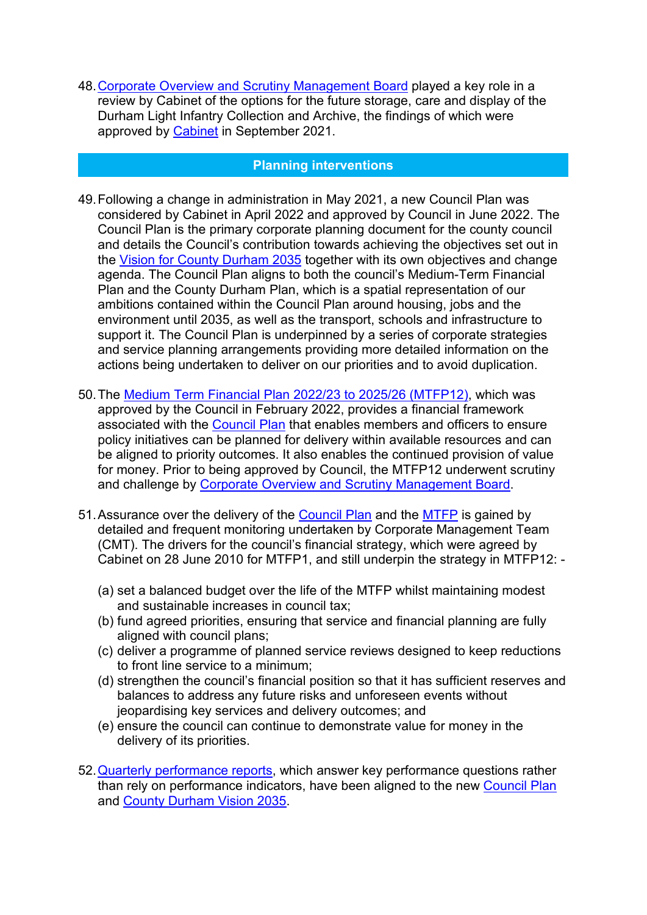48. Corporate Overview and Scrutiny Management Board played a key role in a review by Cabinet of the options for the future storage, care and display of the Durham Light Infantry Collection and Archive, the findings of which were approved by Cabinet in September 2021.

## Planning interventions

49. Following a change in administration in May 2021, a new Council Plan was considered by Cabinet in April 2022 and approved by Council in June 2022. The Council Plan is the primary corporate planning document for the county council and details the Council's contribution towards achieving the objectives set out in the Vision for County Durham 2035 together with its own objectives and change agenda. The Council Plan aligns to both the council's Medium-Term Financial Plan and the County Durham Plan, which is a spatial representation of our ambitions contained within the Council Plan around housing, jobs and the environment until 2035, as well as the transport, schools and infrastructure to support it. The Council Plan is underpinned by a series of corporate strategies and service planning arrangements providing more detailed information on the actions being undertaken to deliver on our priorities and to avoid duplication.

50. The Medium Term Financial Plan 2022/23 to 2025/26 (MTFP12), which was approved by the Council in February 2022, provides a financial framework associated with the Council Plan that enables members and officers to ensure policy initiatives can be planned for delivery within available resources and can be aligned to priority outcomes. It also enables the continued provision of value for money. Prior to being approved by Council, the MTFP12 underwent scrutiny and challenge by Corporate Overview and Scrutiny Management Board.

51. Assurance over the delivery of the Council Plan and the MTFP is gained by detailed and frequent monitoring undertaken by Corporate Management Team (CMT). The drivers for the council's financial strategy, which were agreed by Cabinet on 28 June 2010 for MTFP1, and still underpin the strategy in MTFP12: -

    (a) set a balanced budget over the life of the MTFP whilst maintaining modest and sustainable increases in council tax;
    (b) fund agreed priorities, ensuring that service and financial planning are fully aligned with council plans;
    (c) deliver a programme of planned service reviews designed to keep reductions to front line service to a minimum;
    (d) strengthen the council's financial position so that it has sufficient reserves and balances to address any future risks and unforeseen events without jeopardising key services and delivery outcomes; and
    (e) ensure the council can continue to demonstrate value for money in the delivery of its priorities.

52. Quarterly performance reports, which answer key performance questions rather than rely on performance indicators, have been aligned to the new Council Plan and County Durham Vision 2035.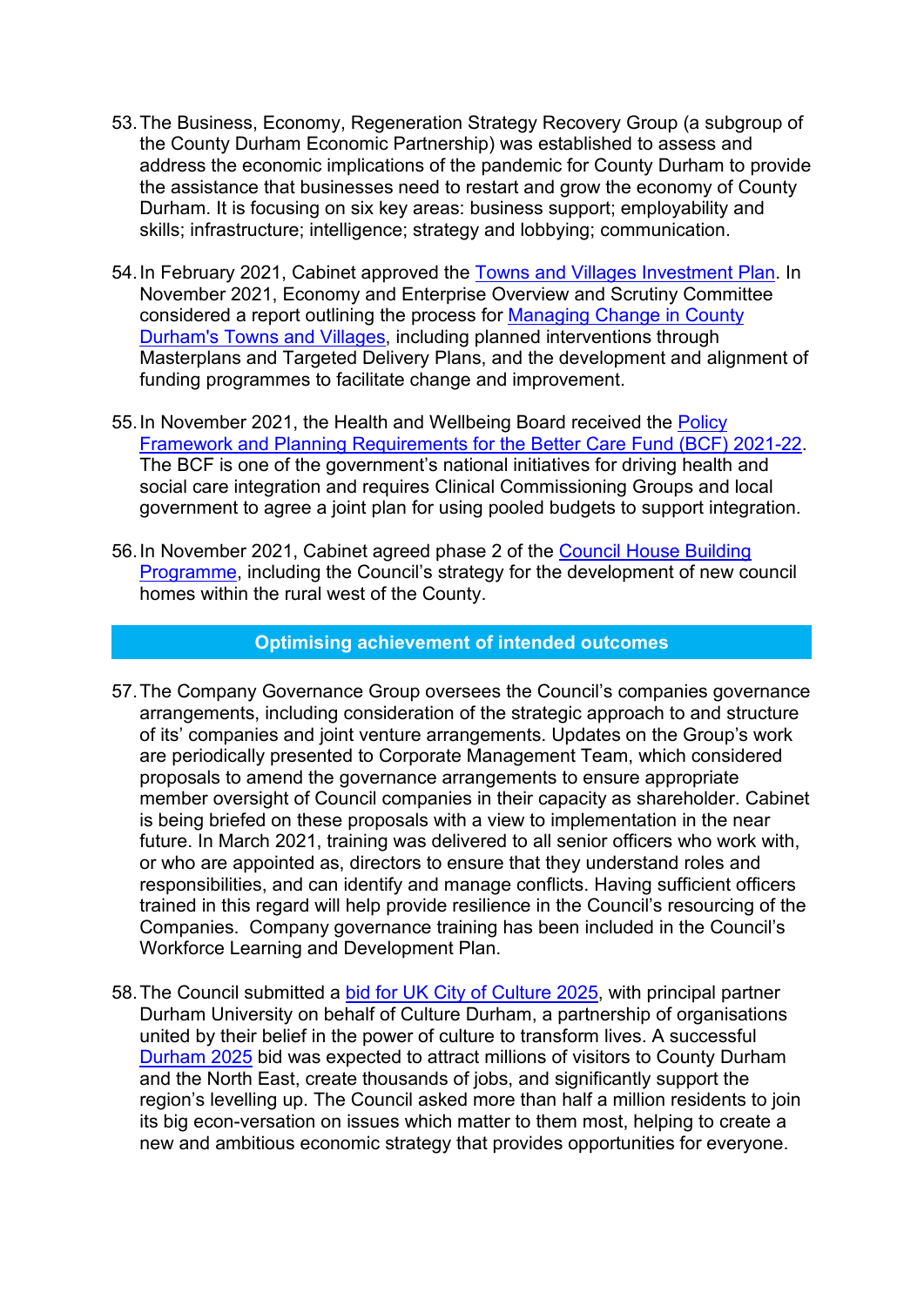53. The Business, Economy, Regeneration Strategy Recovery Group (a subgroup of the County Durham Economic Partnership) was established to assess and address the economic implications of the pandemic for County Durham to provide the assistance that businesses need to restart and grow the economy of County Durham. It is focusing on six key areas: business support; employability and skills; infrastructure; intelligence; strategy and lobbying; communication.

54. In February 2021, Cabinet approved the Towns and Villages Investment Plan. In November 2021, Economy and Enterprise Overview and Scrutiny Committee considered a report outlining the process for Managing Change in County Durham's Towns and Villages, including planned interventions through Masterplans and Targeted Delivery Plans, and the development and alignment of funding programmes to facilitate change and improvement.

55. In November 2021, the Health and Wellbeing Board received the Policy Framework and Planning Requirements for the Better Care Fund (BCF) 2021-22. The BCF is one of the government's national initiatives for driving health and social care integration and requires Clinical Commissioning Groups and local government to agree a joint plan for using pooled budgets to support integration.

56. In November 2021, Cabinet agreed phase 2 of the Council House Building Programme, including the Council's strategy for the development of new council homes within the rural west of the County.

## Optimising achievement of intended outcomes

57. The Company Governance Group oversees the Council's companies governance arrangements, including consideration of the strategic approach to and structure of its' companies and joint venture arrangements. Updates on the Group's work are periodically presented to Corporate Management Team, which considered proposals to amend the governance arrangements to ensure appropriate member oversight of Council companies in their capacity as shareholder. Cabinet is being briefed on these proposals with a view to implementation in the near future. In March 2021, training was delivered to all senior officers who work with, or who are appointed as, directors to ensure that they understand roles and responsibilities, and can identify and manage conflicts. Having sufficient officers trained in this regard will help provide resilience in the Council's resourcing of the Companies. Company governance training has been included in the Council's Workforce Learning and Development Plan.

58. The Council submitted a bid for UK City of Culture 2025, with principal partner Durham University on behalf of Culture Durham, a partnership of organisations united by their belief in the power of culture to transform lives. A successful Durham 2025 bid was expected to attract millions of visitors to County Durham and the North East, create thousands of jobs, and significantly support the region's levelling up. The Council asked more than half a million residents to join its big econ-versation on issues which matter to them most, helping to create a new and ambitious economic strategy that provides opportunities for everyone.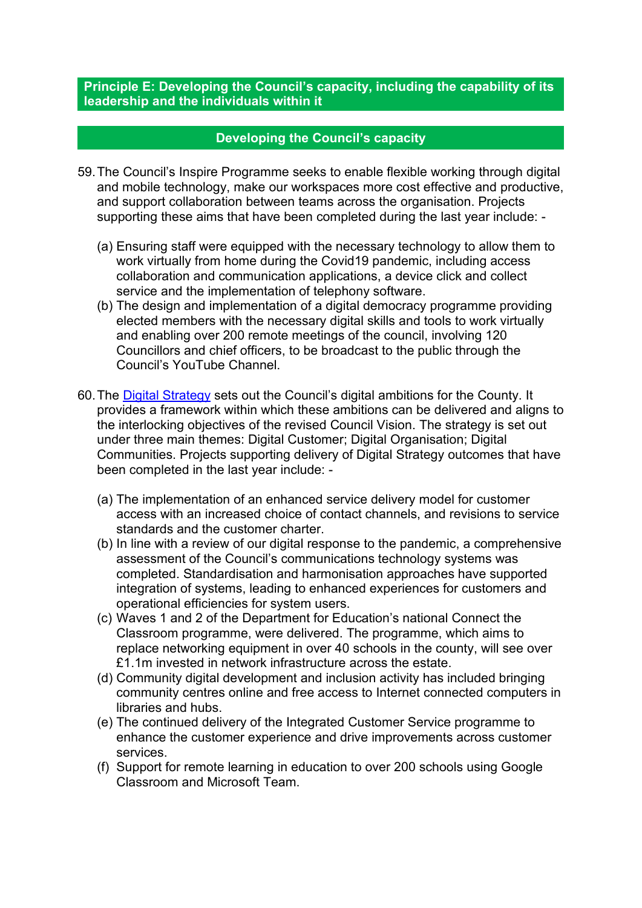## Principle E: Developing the Council's capacity, including the capability of its leadership and the individuals within it

### Developing the Council's capacity

59. The Council's Inspire Programme seeks to enable flexible working through digital and mobile technology, make our workspaces more cost effective and productive, and support collaboration between teams across the organisation. Projects supporting these aims that have been completed during the last year include: -

    (a) Ensuring staff were equipped with the necessary technology to allow them to work virtually from home during the Covid19 pandemic, including access collaboration and communication applications, a device click and collect service and the implementation of telephony software.
    (b) The design and implementation of a digital democracy programme providing elected members with the necessary digital skills and tools to work virtually and enabling over 200 remote meetings of the council, involving 120 Councillors and chief officers, to be broadcast to the public through the Council's YouTube Channel.

60. The Digital Strategy sets out the Council's digital ambitions for the County. It provides a framework within which these ambitions can be delivered and aligns to the interlocking objectives of the revised Council Vision. The strategy is set out under three main themes: Digital Customer; Digital Organisation; Digital Communities. Projects supporting delivery of Digital Strategy outcomes that have been completed in the last year include: -

    (a) The implementation of an enhanced service delivery model for customer access with an increased choice of contact channels, and revisions to service standards and the customer charter.
    (b) In line with a review of our digital response to the pandemic, a comprehensive assessment of the Council's communications technology systems was completed. Standardisation and harmonisation approaches have supported integration of systems, leading to enhanced experiences for customers and operational efficiencies for system users.
    (c) Waves 1 and 2 of the Department for Education's national Connect the Classroom programme, were delivered. The programme, which aims to replace networking equipment in over 40 schools in the county, will see over £1.1m invested in network infrastructure across the estate.
    (d) Community digital development and inclusion activity has included bringing community centres online and free access to Internet connected computers in libraries and hubs.
    (e) The continued delivery of the Integrated Customer Service programme to enhance the customer experience and drive improvements across customer services.
    (f) Support for remote learning in education to over 200 schools using Google Classroom and Microsoft Team.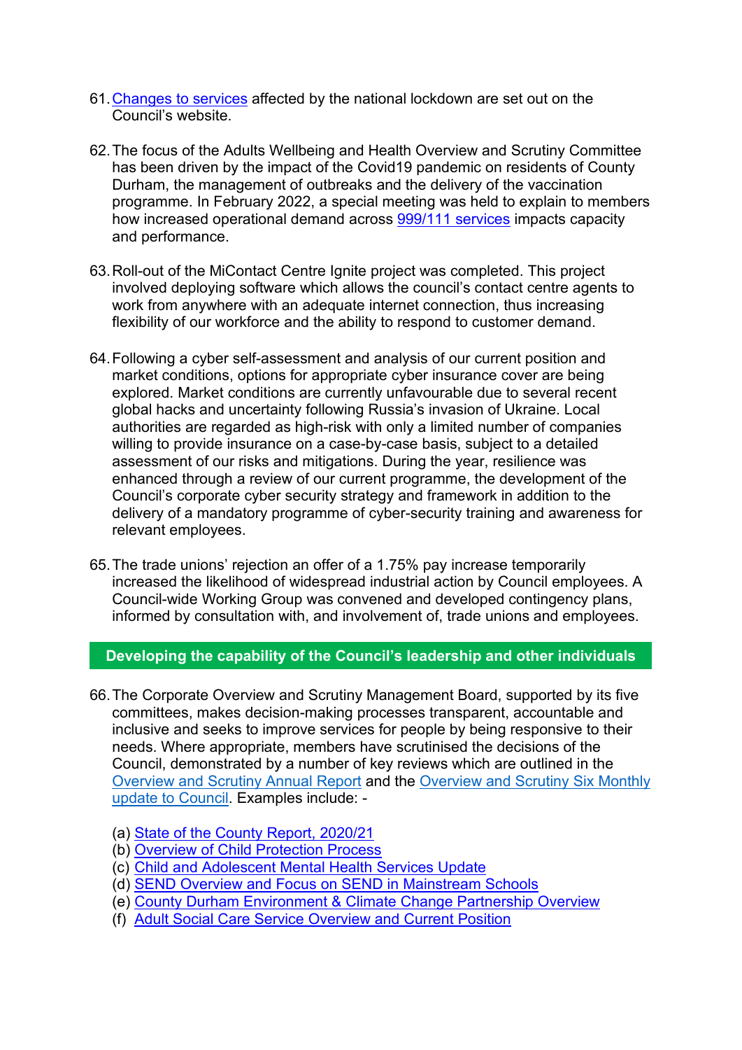61. Changes to services affected by the national lockdown are set out on the Council's website.

62. The focus of the Adults Wellbeing and Health Overview and Scrutiny Committee has been driven by the impact of the Covid19 pandemic on residents of County Durham, the management of outbreaks and the delivery of the vaccination programme. In February 2022, a special meeting was held to explain to members how increased operational demand across 999/111 services impacts capacity and performance.

63. Roll-out of the MiContact Centre Ignite project was completed. This project involved deploying software which allows the council's contact centre agents to work from anywhere with an adequate internet connection, thus increasing flexibility of our workforce and the ability to respond to customer demand.

64. Following a cyber self-assessment and analysis of our current position and market conditions, options for appropriate cyber insurance cover are being explored. Market conditions are currently unfavourable due to several recent global hacks and uncertainty following Russia's invasion of Ukraine. Local authorities are regarded as high-risk with only a limited number of companies willing to provide insurance on a case-by-case basis, subject to a detailed assessment of our risks and mitigations. During the year, resilience was enhanced through a review of our current programme, the development of the Council's corporate cyber security strategy and framework in addition to the delivery of a mandatory programme of cyber-security training and awareness for relevant employees.

65. The trade unions' rejection an offer of a 1.75% pay increase temporarily increased the likelihood of widespread industrial action by Council employees. A Council-wide Working Group was convened and developed contingency plans, informed by consultation with, and involvement of, trade unions and employees.

## Developing the capability of the Council's leadership and other individuals

66. The Corporate Overview and Scrutiny Management Board, supported by its five committees, makes decision-making processes transparent, accountable and inclusive and seeks to improve services for people by being responsive to their needs. Where appropriate, members have scrutinised the decisions of the Council, demonstrated by a number of key reviews which are outlined in the Overview and Scrutiny Annual Report and the Overview and Scrutiny Six Monthly update to Council. Examples include: -

    (a) State of the County Report, 2020/21
    (b) Overview of Child Protection Process
    (c) Child and Adolescent Mental Health Services Update
    (d) SEND Overview and Focus on SEND in Mainstream Schools
    (e) County Durham Environment & Climate Change Partnership Overview
    (f) Adult Social Care Service Overview and Current Position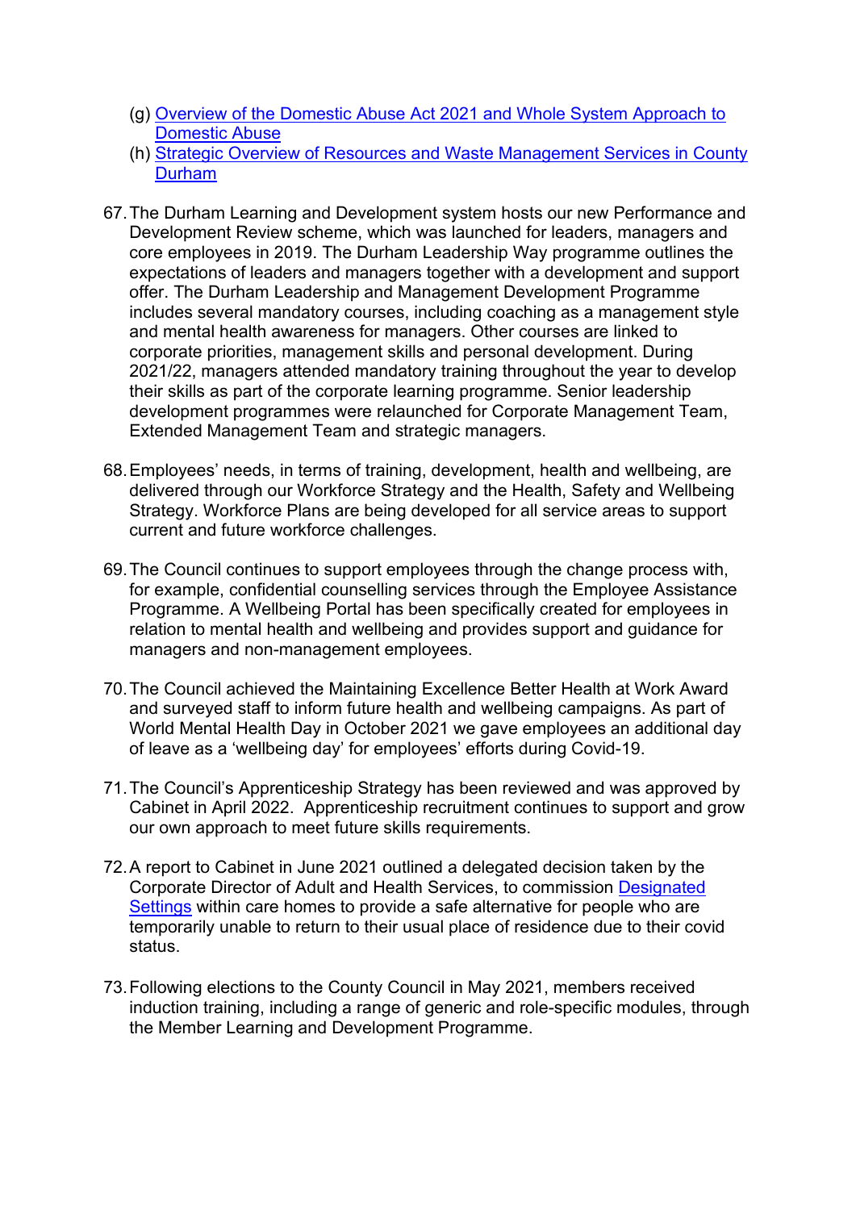(g) Overview of the Domestic Abuse Act 2021 and Whole System Approach to Domestic Abuse
(h) Strategic Overview of Resources and Waste Management Services in County Durham

67. The Durham Learning and Development system hosts our new Performance and Development Review scheme, which was launched for leaders, managers and core employees in 2019. The Durham Leadership Way programme outlines the expectations of leaders and managers together with a development and support offer. The Durham Leadership and Management Development Programme includes several mandatory courses, including coaching as a management style and mental health awareness for managers. Other courses are linked to corporate priorities, management skills and personal development. During 2021/22, managers attended mandatory training throughout the year to develop their skills as part of the corporate learning programme. Senior leadership development programmes were relaunched for Corporate Management Team, Extended Management Team and strategic managers.

68. Employees' needs, in terms of training, development, health and wellbeing, are delivered through our Workforce Strategy and the Health, Safety and Wellbeing Strategy. Workforce Plans are being developed for all service areas to support current and future workforce challenges.

69. The Council continues to support employees through the change process with, for example, confidential counselling services through the Employee Assistance Programme. A Wellbeing Portal has been specifically created for employees in relation to mental health and wellbeing and provides support and guidance for managers and non-management employees.

70. The Council achieved the Maintaining Excellence Better Health at Work Award and surveyed staff to inform future health and wellbeing campaigns. As part of World Mental Health Day in October 2021 we gave employees an additional day of leave as a 'wellbeing day' for employees' efforts during Covid-19.

71. The Council's Apprenticeship Strategy has been reviewed and was approved by Cabinet in April 2022. Apprenticeship recruitment continues to support and grow our own approach to meet future skills requirements.

72. A report to Cabinet in June 2021 outlined a delegated decision taken by the Corporate Director of Adult and Health Services, to commission Designated Settings within care homes to provide a safe alternative for people who are temporarily unable to return to their usual place of residence due to their covid status.

73. Following elections to the County Council in May 2021, members received induction training, including a range of generic and role-specific modules, through the Member Learning and Development Programme.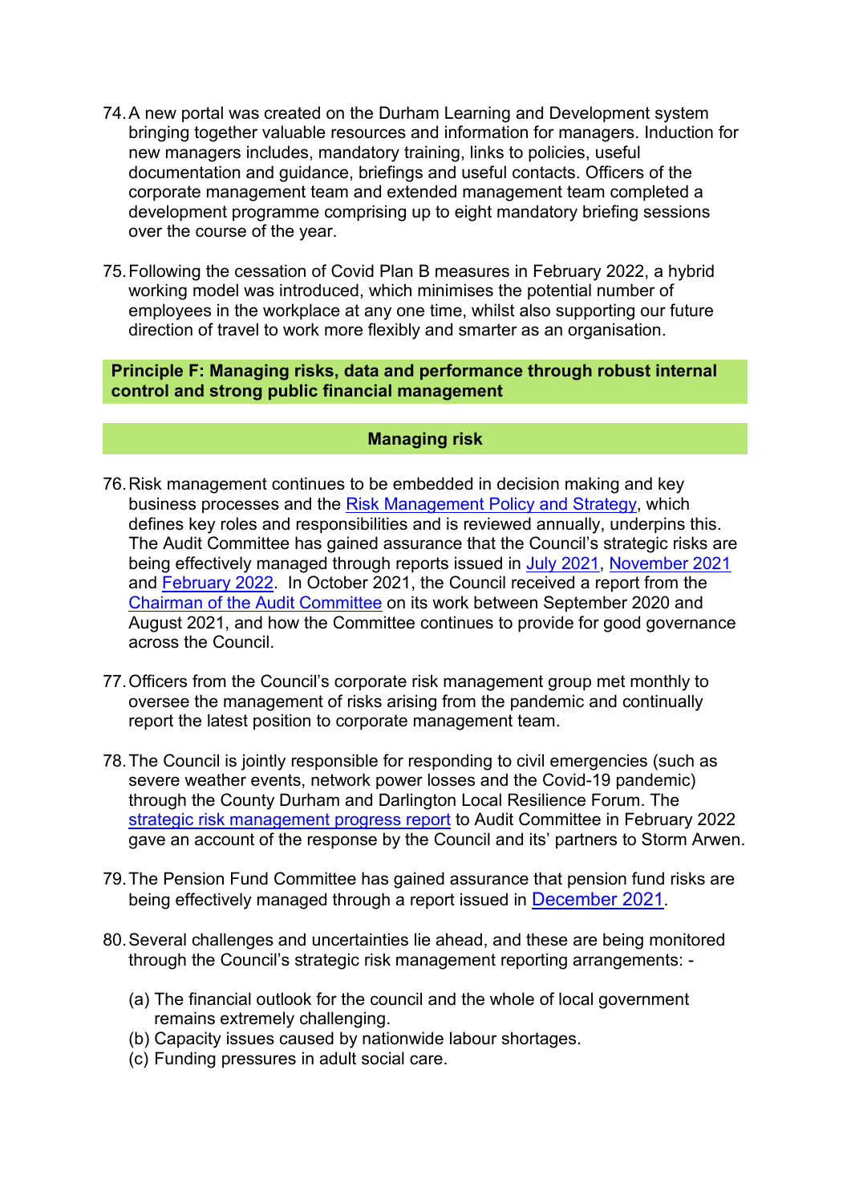74. A new portal was created on the Durham Learning and Development system bringing together valuable resources and information for managers. Induction for new managers includes, mandatory training, links to policies, useful documentation and guidance, briefings and useful contacts. Officers of the corporate management team and extended management team completed a development programme comprising up to eight mandatory briefing sessions over the course of the year.

75. Following the cessation of Covid Plan B measures in February 2022, a hybrid working model was introduced, which minimises the potential number of employees in the workplace at any one time, whilst also supporting our future direction of travel to work more flexibly and smarter as an organisation.

**Principle F: Managing risks, data and performance through robust internal control and strong public financial management**

**Managing risk**

76. Risk management continues to be embedded in decision making and key business processes and the Risk Management Policy and Strategy, which defines key roles and responsibilities and is reviewed annually, underpins this. The Audit Committee has gained assurance that the Council's strategic risks are being effectively managed through reports issued in July 2021, November 2021 and February 2022. In October 2021, the Council received a report from the Chairman of the Audit Committee on its work between September 2020 and August 2021, and how the Committee continues to provide for good governance across the Council.

77. Officers from the Council's corporate risk management group met monthly to oversee the management of risks arising from the pandemic and continually report the latest position to corporate management team.

78. The Council is jointly responsible for responding to civil emergencies (such as severe weather events, network power losses and the Covid-19 pandemic) through the County Durham and Darlington Local Resilience Forum. The strategic risk management progress report to Audit Committee in February 2022 gave an account of the response by the Council and its' partners to Storm Arwen.

79. The Pension Fund Committee has gained assurance that pension fund risks are being effectively managed through a report issued in December 2021.

80. Several challenges and uncertainties lie ahead, and these are being monitored through the Council's strategic risk management reporting arrangements: -

    (a) The financial outlook for the council and the whole of local government remains extremely challenging.
    (b) Capacity issues caused by nationwide labour shortages.
    (c) Funding pressures in adult social care.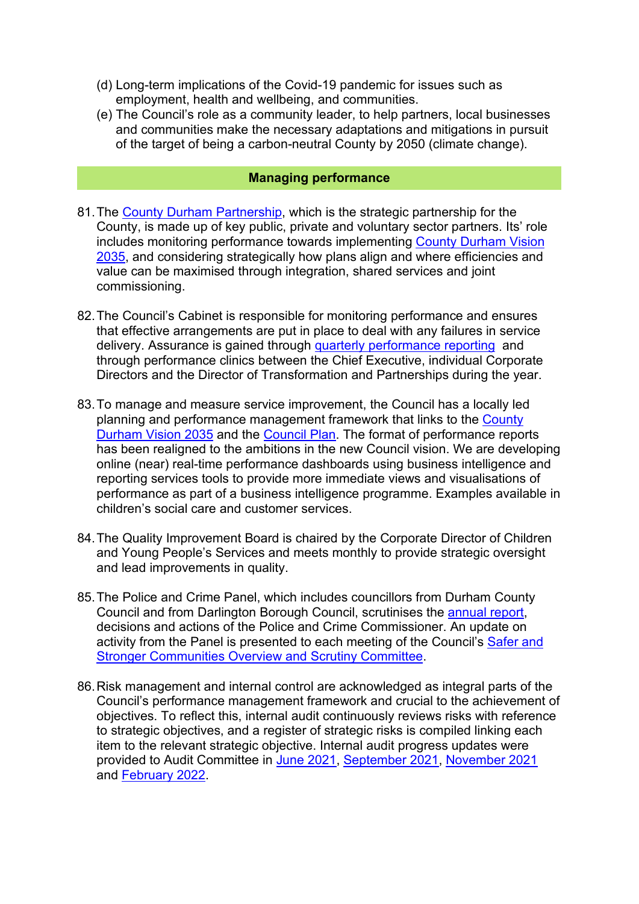(d) Long-term implications of the Covid-19 pandemic for issues such as employment, health and wellbeing, and communities.

(e) The Council's role as a community leader, to help partners, local businesses and communities make the necessary adaptations and mitigations in pursuit of the target of being a carbon-neutral County by 2050 (climate change).

## Managing performance

81. The County Durham Partnership, which is the strategic partnership for the County, is made up of key public, private and voluntary sector partners. Its' role includes monitoring performance towards implementing County Durham Vision 2035, and considering strategically how plans align and where efficiencies and value can be maximised through integration, shared services and joint commissioning.

82. The Council's Cabinet is responsible for monitoring performance and ensures that effective arrangements are put in place to deal with any failures in service delivery. Assurance is gained through quarterly performance reporting and through performance clinics between the Chief Executive, individual Corporate Directors and the Director of Transformation and Partnerships during the year.

83. To manage and measure service improvement, the Council has a locally led planning and performance management framework that links to the County Durham Vision 2035 and the Council Plan. The format of performance reports has been realigned to the ambitions in the new Council vision. We are developing online (near) real-time performance dashboards using business intelligence and reporting services tools to provide more immediate views and visualisations of performance as part of a business intelligence programme. Examples available in children's social care and customer services.

84. The Quality Improvement Board is chaired by the Corporate Director of Children and Young People's Services and meets monthly to provide strategic oversight and lead improvements in quality.

85. The Police and Crime Panel, which includes councillors from Durham County Council and from Darlington Borough Council, scrutinises the annual report, decisions and actions of the Police and Crime Commissioner. An update on activity from the Panel is presented to each meeting of the Council's Safer and Stronger Communities Overview and Scrutiny Committee.

86. Risk management and internal control are acknowledged as integral parts of the Council's performance management framework and crucial to the achievement of objectives. To reflect this, internal audit continuously reviews risks with reference to strategic objectives, and a register of strategic risks is compiled linking each item to the relevant strategic objective. Internal audit progress updates were provided to Audit Committee in June 2021, September 2021, November 2021 and February 2022.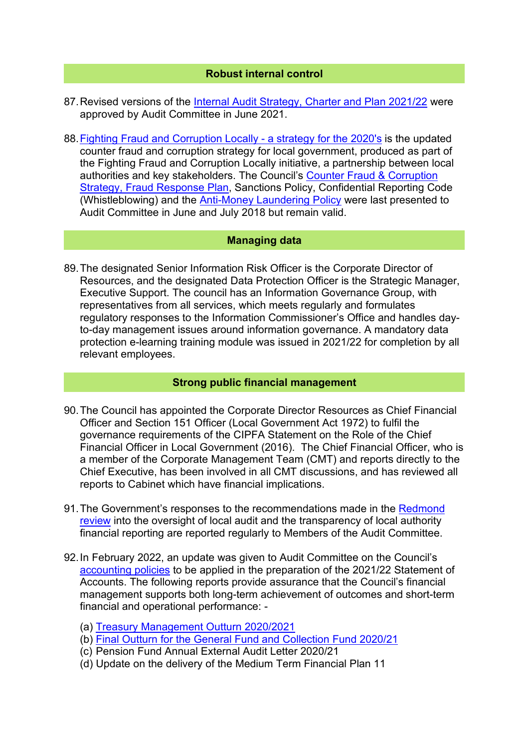## Robust internal control

87. Revised versions of the Internal Audit Strategy, Charter and Plan 2021/22 were approved by Audit Committee in June 2021.

88. Fighting Fraud and Corruption Locally - a strategy for the 2020's is the updated counter fraud and corruption strategy for local government, produced as part of the Fighting Fraud and Corruption Locally initiative, a partnership between local authorities and key stakeholders. The Council's Counter Fraud & Corruption Strategy, Fraud Response Plan, Sanctions Policy, Confidential Reporting Code (Whistleblowing) and the Anti-Money Laundering Policy were last presented to Audit Committee in June and July 2018 but remain valid.

## Managing data

89. The designated Senior Information Risk Officer is the Corporate Director of Resources, and the designated Data Protection Officer is the Strategic Manager, Executive Support. The council has an Information Governance Group, with representatives from all services, which meets regularly and formulates regulatory responses to the Information Commissioner's Office and handles day-to-day management issues around information governance. A mandatory data protection e-learning training module was issued in 2021/22 for completion by all relevant employees.

## Strong public financial management

90. The Council has appointed the Corporate Director Resources as Chief Financial Officer and Section 151 Officer (Local Government Act 1972) to fulfil the governance requirements of the CIPFA Statement on the Role of the Chief Financial Officer in Local Government (2016). The Chief Financial Officer, who is a member of the Corporate Management Team (CMT) and reports directly to the Chief Executive, has been involved in all CMT discussions, and has reviewed all reports to Cabinet which have financial implications.

91. The Government's responses to the recommendations made in the Redmond review into the oversight of local audit and the transparency of local authority financial reporting are reported regularly to Members of the Audit Committee.

92. In February 2022, an update was given to Audit Committee on the Council's accounting policies to be applied in the preparation of the 2021/22 Statement of Accounts. The following reports provide assurance that the Council's financial management supports both long-term achievement of outcomes and short-term financial and operational performance: -

    (a) Treasury Management Outturn 2020/2021
    (b) Final Outturn for the General Fund and Collection Fund 2020/21
    (c) Pension Fund Annual External Audit Letter 2020/21
    (d) Update on the delivery of the Medium Term Financial Plan 11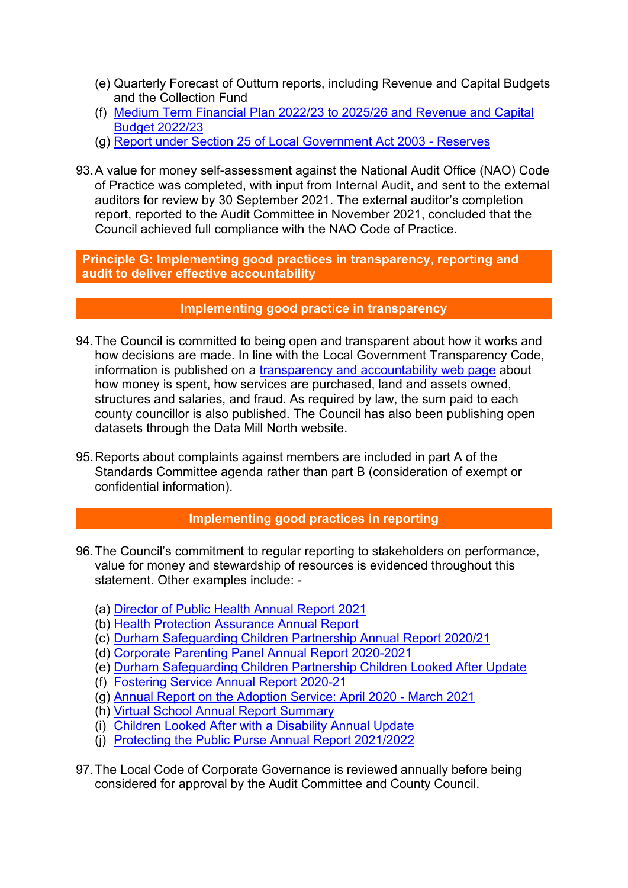(e) Quarterly Forecast of Outturn reports, including Revenue and Capital Budgets and the Collection Fund
(f) Medium Term Financial Plan 2022/23 to 2025/26 and Revenue and Capital Budget 2022/23
(g) Report under Section 25 of Local Government Act 2003 - Reserves

93. A value for money self-assessment against the National Audit Office (NAO) Code of Practice was completed, with input from Internal Audit, and sent to the external auditors for review by 30 September 2021. The external auditor's completion report, reported to the Audit Committee in November 2021, concluded that the Council achieved full compliance with the NAO Code of Practice.

## Principle G: Implementing good practices in transparency, reporting and audit to deliver effective accountability

### Implementing good practice in transparency

94. The Council is committed to being open and transparent about how it works and how decisions are made. In line with the Local Government Transparency Code, information is published on a transparency and accountability web page about how money is spent, how services are purchased, land and assets owned, structures and salaries, and fraud. As required by law, the sum paid to each county councillor is also published. The Council has also been publishing open datasets through the Data Mill North website.

95. Reports about complaints against members are included in part A of the Standards Committee agenda rather than part B (consideration of exempt or confidential information).

### Implementing good practices in reporting

96. The Council's commitment to regular reporting to stakeholders on performance, value for money and stewardship of resources is evidenced throughout this statement. Other examples include: -

(a) Director of Public Health Annual Report 2021
(b) Health Protection Assurance Annual Report
(c) Durham Safeguarding Children Partnership Annual Report 2020/21
(d) Corporate Parenting Panel Annual Report 2020-2021
(e) Durham Safeguarding Children Partnership Children Looked After Update
(f) Fostering Service Annual Report 2020-21
(g) Annual Report on the Adoption Service: April 2020 - March 2021
(h) Virtual School Annual Report Summary
(i) Children Looked After with a Disability Annual Update
(j) Protecting the Public Purse Annual Report 2021/2022

97. The Local Code of Corporate Governance is reviewed annually before being considered for approval by the Audit Committee and County Council.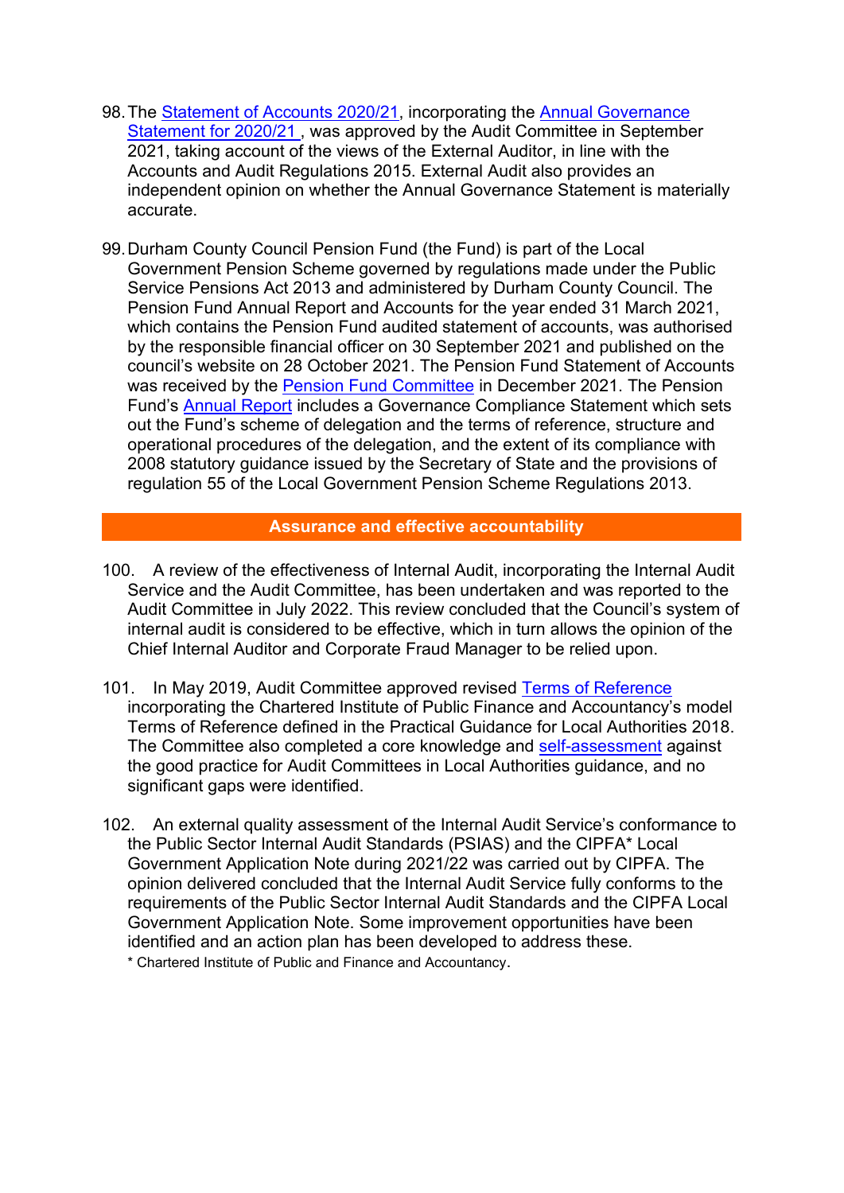98. The Statement of Accounts 2020/21, incorporating the Annual Governance Statement for 2020/21 , was approved by the Audit Committee in September 2021, taking account of the views of the External Auditor, in line with the Accounts and Audit Regulations 2015. External Audit also provides an independent opinion on whether the Annual Governance Statement is materially accurate.

99. Durham County Council Pension Fund (the Fund) is part of the Local Government Pension Scheme governed by regulations made under the Public Service Pensions Act 2013 and administered by Durham County Council. The Pension Fund Annual Report and Accounts for the year ended 31 March 2021, which contains the Pension Fund audited statement of accounts, was authorised by the responsible financial officer on 30 September 2021 and published on the council's website on 28 October 2021. The Pension Fund Statement of Accounts was received by the Pension Fund Committee in December 2021. The Pension Fund's Annual Report includes a Governance Compliance Statement which sets out the Fund's scheme of delegation and the terms of reference, structure and operational procedures of the delegation, and the extent of its compliance with 2008 statutory guidance issued by the Secretary of State and the provisions of regulation 55 of the Local Government Pension Scheme Regulations 2013.

## Assurance and effective accountability

100. A review of the effectiveness of Internal Audit, incorporating the Internal Audit Service and the Audit Committee, has been undertaken and was reported to the Audit Committee in July 2022. This review concluded that the Council's system of internal audit is considered to be effective, which in turn allows the opinion of the Chief Internal Auditor and Corporate Fraud Manager to be relied upon.

101. In May 2019, Audit Committee approved revised Terms of Reference incorporating the Chartered Institute of Public Finance and Accountancy's model Terms of Reference defined in the Practical Guidance for Local Authorities 2018. The Committee also completed a core knowledge and self-assessment against the good practice for Audit Committees in Local Authorities guidance, and no significant gaps were identified.

102. An external quality assessment of the Internal Audit Service's conformance to the Public Sector Internal Audit Standards (PSIAS) and the CIPFA* Local Government Application Note during 2021/22 was carried out by CIPFA. The opinion delivered concluded that the Internal Audit Service fully conforms to the requirements of the Public Sector Internal Audit Standards and the CIPFA Local Government Application Note. Some improvement opportunities have been identified and an action plan has been developed to address these.

\* Chartered Institute of Public and Finance and Accountancy.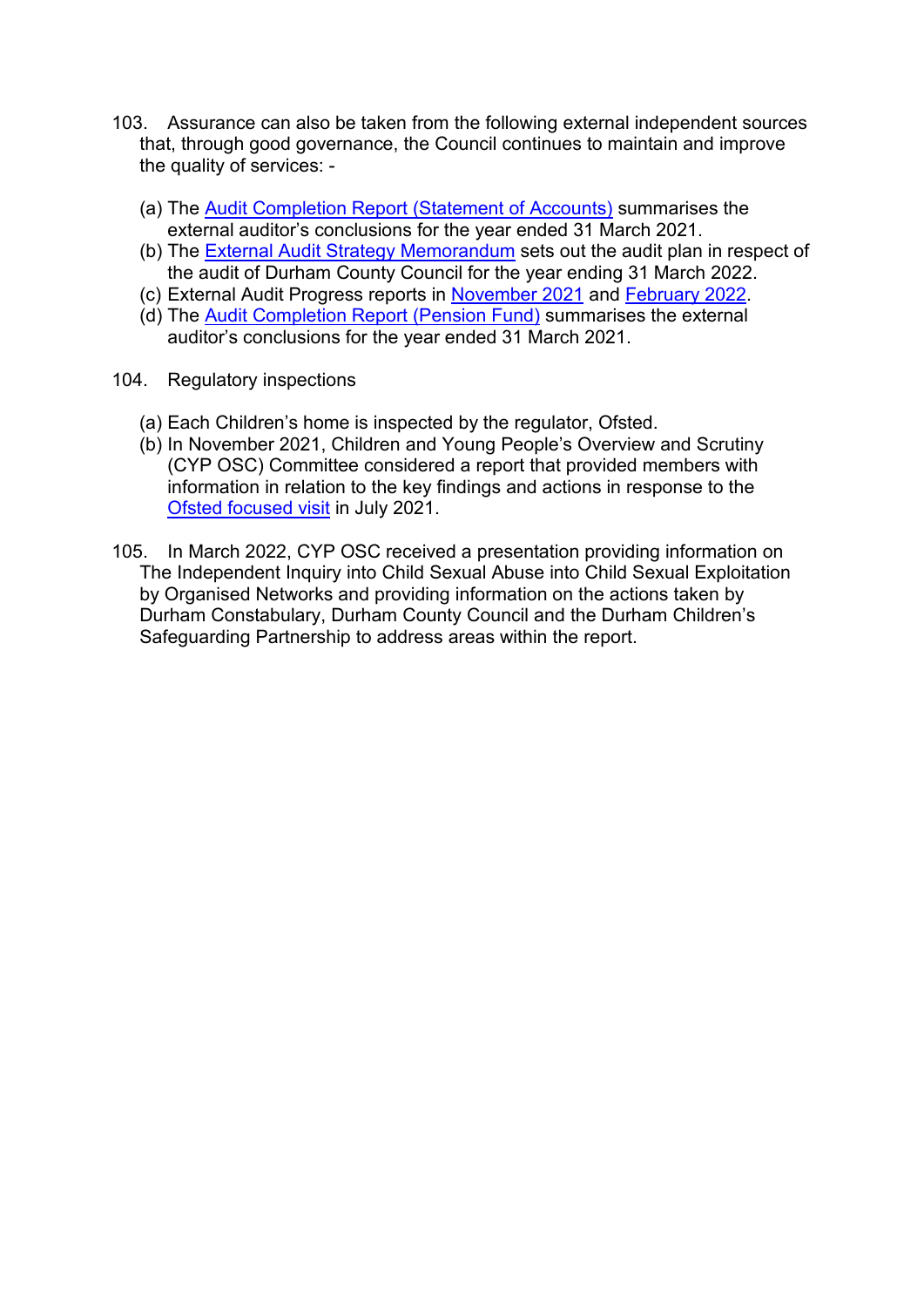103. Assurance can also be taken from the following external independent sources that, through good governance, the Council continues to maintain and improve the quality of services: -

   (a) The Audit Completion Report (Statement of Accounts) summarises the external auditor's conclusions for the year ended 31 March 2021.
   (b) The External Audit Strategy Memorandum sets out the audit plan in respect of the audit of Durham County Council for the year ending 31 March 2022.
   (c) External Audit Progress reports in November 2021 and February 2022.
   (d) The Audit Completion Report (Pension Fund) summarises the external auditor's conclusions for the year ended 31 March 2021.

104. Regulatory inspections

   (a) Each Children's home is inspected by the regulator, Ofsted.
   (b) In November 2021, Children and Young People's Overview and Scrutiny (CYP OSC) Committee considered a report that provided members with information in relation to the key findings and actions in response to the Ofsted focused visit in July 2021.

105. In March 2022, CYP OSC received a presentation providing information on The Independent Inquiry into Child Sexual Abuse into Child Sexual Exploitation by Organised Networks and providing information on the actions taken by Durham Constabulary, Durham County Council and the Durham Children's Safeguarding Partnership to address areas within the report.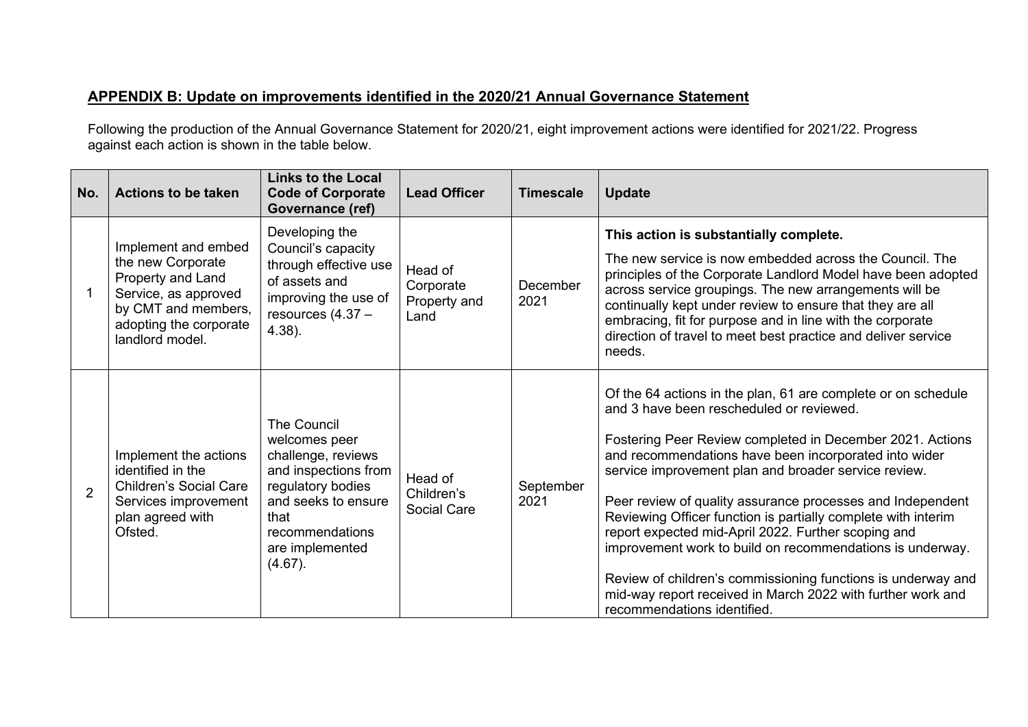## APPENDIX B: Update on improvements identified in the 2020/21 Annual Governance Statement

Following the production of the Annual Governance Statement for 2020/21, eight improvement actions were identified for 2021/22. Progress against each action is shown in the table below.

| No. | Actions to be taken | Links to the Local Code of Corporate Governance (ref) | Lead Officer | Timescale | Update |
|---|---|---|---|---|---|
| 1 | Implement and embed the new Corporate Property and Land Service, as approved by CMT and members, adopting the corporate landlord model. | Developing the Council's capacity through effective use of assets and improving the use of resources (4.37 – 4.38). | Head of Corporate Property and Land | December 2021 | **This action is substantially complete.**<br><br>The new service is now embedded across the Council. The principles of the Corporate Landlord Model have been adopted across service groupings. The new arrangements will be continually kept under review to ensure that they are all embracing, fit for purpose and in line with the corporate direction of travel to meet best practice and deliver service needs. |
| 2 | Implement the actions identified in the Children's Social Care Services improvement plan agreed with Ofsted. | The Council welcomes peer challenge, reviews and inspections from regulatory bodies and seeks to ensure that recommendations are implemented (4.67). | Head of Children's Social Care | September 2021 | Of the 64 actions in the plan, 61 are complete or on schedule and 3 have been rescheduled or reviewed.<br><br>Fostering Peer Review completed in December 2021. Actions and recommendations have been incorporated into wider service improvement plan and broader service review.<br><br>Peer review of quality assurance processes and Independent Reviewing Officer function is partially complete with interim report expected mid-April 2022. Further scoping and improvement work to build on recommendations is underway.<br><br>Review of children's commissioning functions is underway and mid-way report received in March 2022 with further work and recommendations identified. |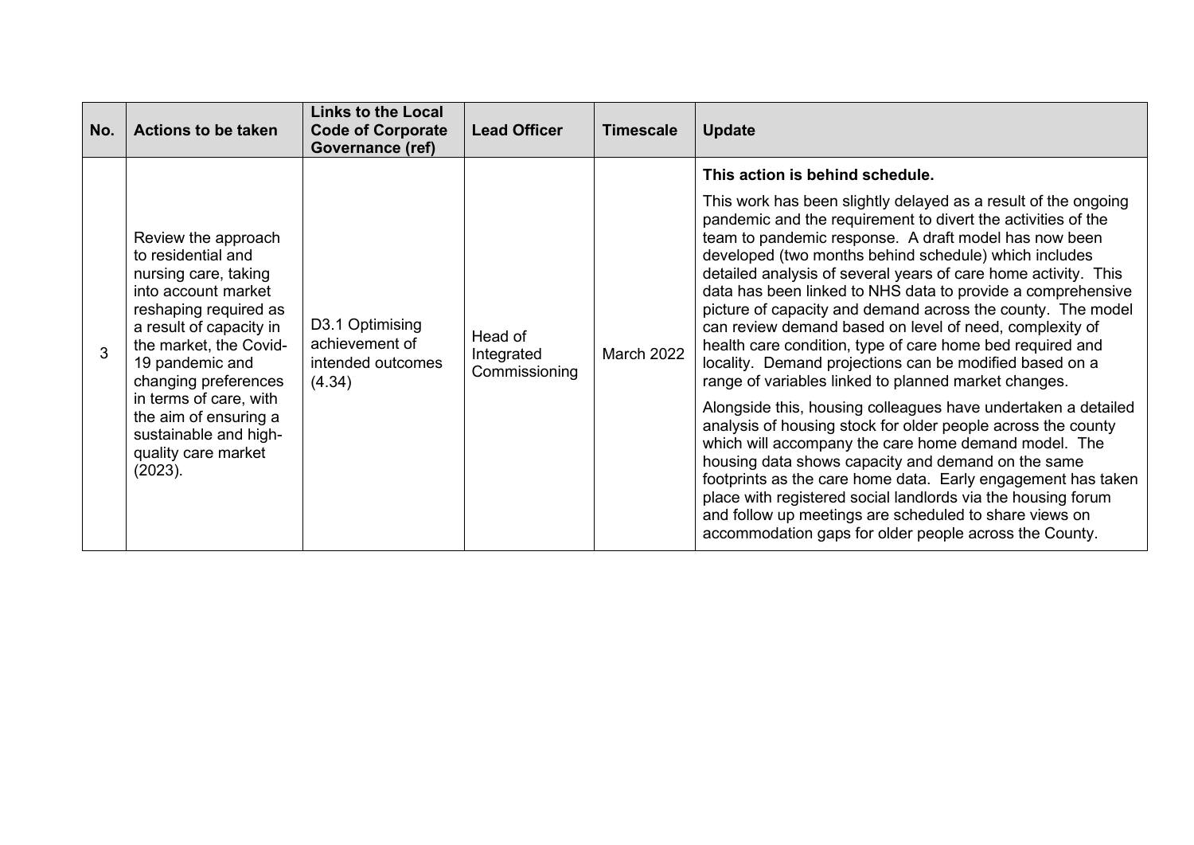| No. | Actions to be taken | Links to the Local Code of Corporate Governance (ref) | Lead Officer | Timescale | Update |
| --- | --- | --- | --- | --- | --- |
| 3 | Review the approach to residential and nursing care, taking into account market reshaping required as a result of capacity in the market, the Covid-19 pandemic and changing preferences in terms of care, with the aim of ensuring a sustainable and high-quality care market (2023). | D3.1 Optimising achievement of intended outcomes (4.34) | Head of Integrated Commissioning | March 2022 | **This action is behind schedule.**<br><br>This work has been slightly delayed as a result of the ongoing pandemic and the requirement to divert the activities of the team to pandemic response. A draft model has now been developed (two months behind schedule) which includes detailed analysis of several years of care home activity. This data has been linked to NHS data to provide a comprehensive picture of capacity and demand across the county. The model can review demand based on level of need, complexity of health care condition, type of care home bed required and locality. Demand projections can be modified based on a range of variables linked to planned market changes.<br><br>Alongside this, housing colleagues have undertaken a detailed analysis of housing stock for older people across the county which will accompany the care home demand model. The housing data shows capacity and demand on the same footprints as the care home data. Early engagement has taken place with registered social landlords via the housing forum and follow up meetings are scheduled to share views on accommodation gaps for older people across the County. |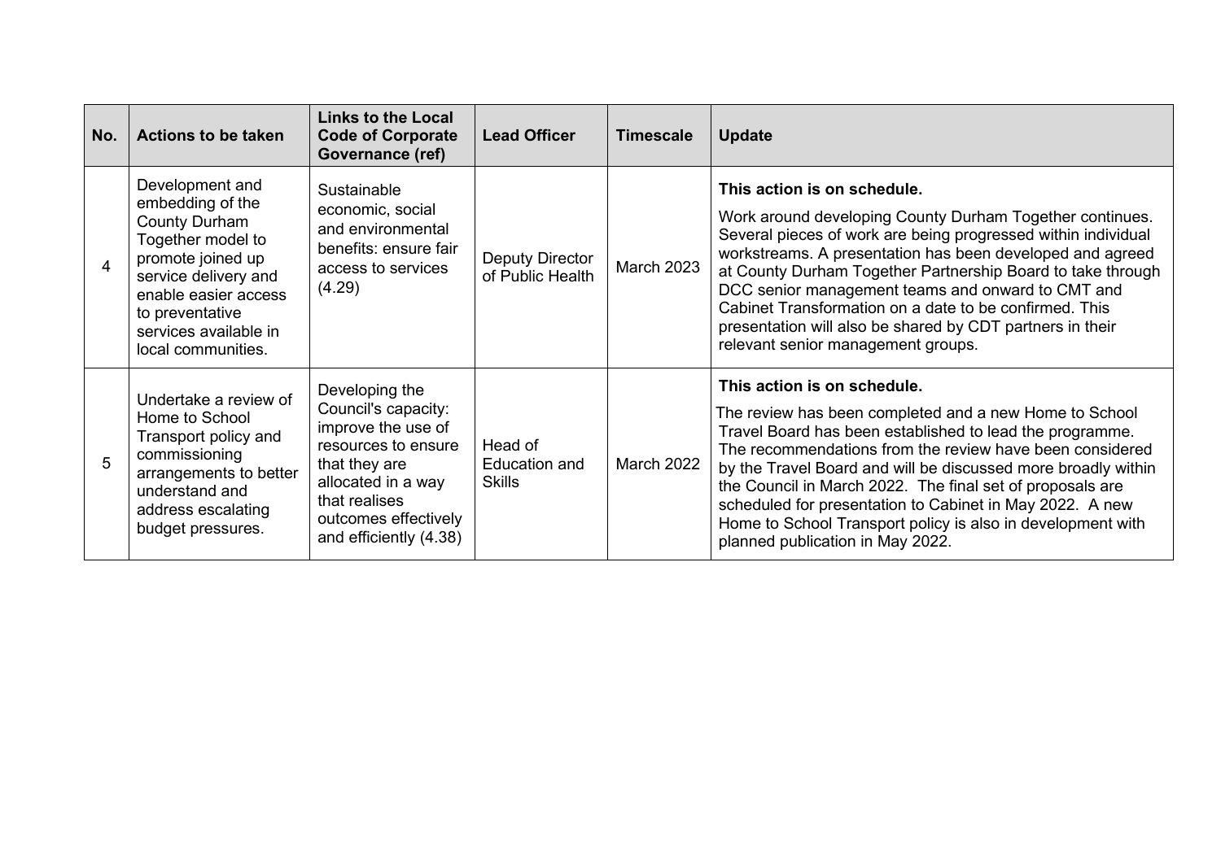| No. | Actions to be taken | Links to the Local Code of Corporate Governance (ref) | Lead Officer | Timescale | Update |
|---|---|---|---|---|---|
| 4 | Development and embedding of the County Durham Together model to promote joined up service delivery and enable easier access to preventative services available in local communities. | Sustainable economic, social and environmental benefits: ensure fair access to services (4.29) | Deputy Director of Public Health | March 2023 | **This action is on schedule.** Work around developing County Durham Together continues. Several pieces of work are being progressed within individual workstreams. A presentation has been developed and agreed at County Durham Together Partnership Board to take through DCC senior management teams and onward to CMT and Cabinet Transformation on a date to be confirmed. This presentation will also be shared by CDT partners in their relevant senior management groups. |
| 5 | Undertake a review of Home to School Transport policy and commissioning arrangements to better understand and address escalating budget pressures. | Developing the Council's capacity: improve the use of resources to ensure that they are allocated in a way that realises outcomes effectively and efficiently (4.38) | Head of Education and Skills | March 2022 | **This action is on schedule.** The review has been completed and a new Home to School Travel Board has been established to lead the programme. The recommendations from the review have been considered by the Travel Board and will be discussed more broadly within the Council in March 2022. The final set of proposals are scheduled for presentation to Cabinet in May 2022. A new Home to School Transport policy is also in development with planned publication in May 2022. |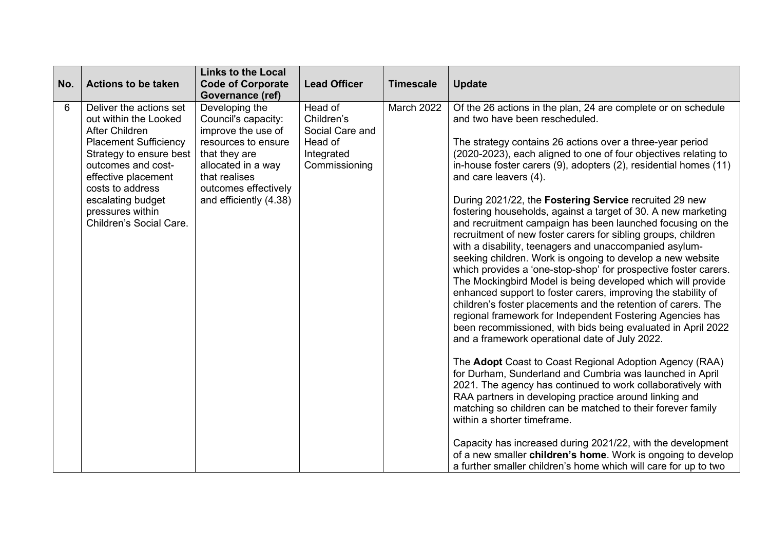| No. | Actions to be taken | Links to the Local Code of Corporate Governance (ref) | Lead Officer | Timescale | Update |
|---|---|---|---|---|---|
| 6 | Deliver the actions set out within the Looked After Children Placement Sufficiency Strategy to ensure best outcomes and cost-effective placement costs to address escalating budget pressures within Children's Social Care. | Developing the Council's capacity: improve the use of resources to ensure that they are allocated in a way that realises outcomes effectively and efficiently (4.38) | Head of Children's Social Care and Head of Integrated Commissioning | March 2022 | Of the 26 actions in the plan, 24 are complete or on schedule and two have been rescheduled.<br><br>The strategy contains 26 actions over a three-year period (2020-2023), each aligned to one of four objectives relating to in-house foster carers (9), adopters (2), residential homes (11) and care leavers (4).<br><br>During 2021/22, the **Fostering Service** recruited 29 new fostering households, against a target of 30. A new marketing and recruitment campaign has been launched focusing on the recruitment of new foster carers for sibling groups, children with a disability, teenagers and unaccompanied asylum-seeking children. Work is ongoing to develop a new website which provides a 'one-stop-shop' for prospective foster carers. The Mockingbird Model is being developed which will provide enhanced support to foster carers, improving the stability of children's foster placements and the retention of carers. The regional framework for Independent Fostering Agencies has been recommissioned, with bids being evaluated in April 2022 and a framework operational date of July 2022.<br><br>The **Adopt** Coast to Coast Regional Adoption Agency (RAA) for Durham, Sunderland and Cumbria was launched in April 2021. The agency has continued to work collaboratively with RAA partners in developing practice around linking and matching so children can be matched to their forever family within a shorter timeframe.<br><br>Capacity has increased during 2021/22, with the development of a new smaller **children's home**. Work is ongoing to develop a further smaller children's home which will care for up to two |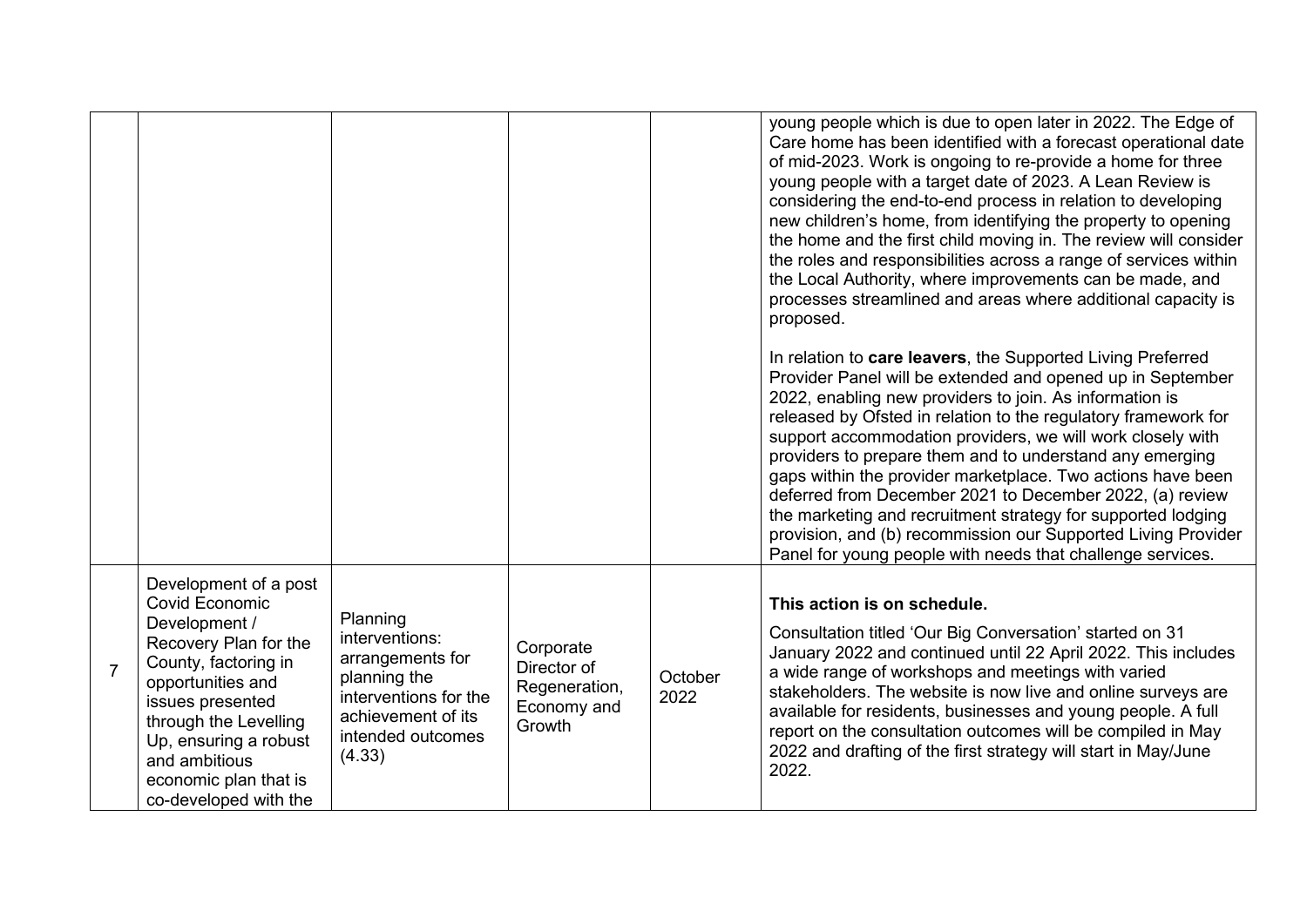| | | | | | |
|---|---|---|---|---|---|
| | | | | | young people which is due to open later in 2022. The Edge of Care home has been identified with a forecast operational date of mid-2023. Work is ongoing to re-provide a home for three young people with a target date of 2023. A Lean Review is considering the end-to-end process in relation to developing new children's home, from identifying the property to opening the home and the first child moving in. The review will consider the roles and responsibilities across a range of services within the Local Authority, where improvements can be made, and processes streamlined and areas where additional capacity is proposed.<br><br>In relation to **care leavers**, the Supported Living Preferred Provider Panel will be extended and opened up in September 2022, enabling new providers to join. As information is released by Ofsted in relation to the regulatory framework for support accommodation providers, we will work closely with providers to prepare them and to understand any emerging gaps within the provider marketplace. Two actions have been deferred from December 2021 to December 2022, (a) review the marketing and recruitment strategy for supported lodging provision, and (b) recommission our Supported Living Provider Panel for young people with needs that challenge services. |
| 7 | Development of a post Covid Economic Development / Recovery Plan for the County, factoring in opportunities and issues presented through the Levelling Up, ensuring a robust and ambitious economic plan that is co-developed with the | Planning interventions: arrangements for planning the interventions for the achievement of its intended outcomes (4.33) | Corporate Director of Regeneration, Economy and Growth | October 2022 | **This action is on schedule.**<br><br>Consultation titled 'Our Big Conversation' started on 31 January 2022 and continued until 22 April 2022. This includes a wide range of workshops and meetings with varied stakeholders. The website is now live and online surveys are available for residents, businesses and young people. A full report on the consultation outcomes will be compiled in May 2022 and drafting of the first strategy will start in May/June 2022. |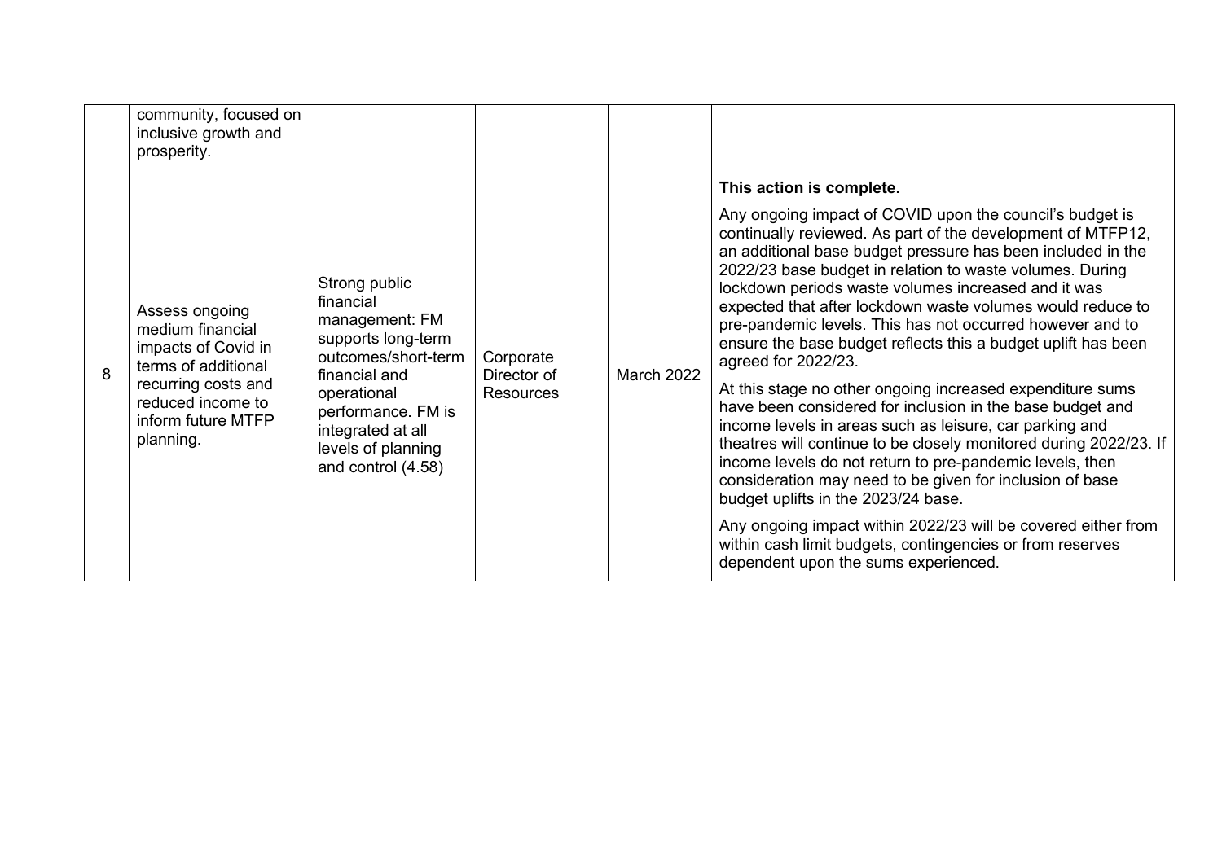| | | | | | |
|---|---|---|---|---|---|
| | community, focused on inclusive growth and prosperity. | | | | |
| 8 | Assess ongoing medium financial impacts of Covid in terms of additional recurring costs and reduced income to inform future MTFP planning. | Strong public financial management: FM supports long-term outcomes/short-term financial and operational performance. FM is integrated at all levels of planning and control (4.58) | Corporate Director of Resources | March 2022 | **This action is complete.**<br><br>Any ongoing impact of COVID upon the council's budget is continually reviewed. As part of the development of MTFP12, an additional base budget pressure has been included in the 2022/23 base budget in relation to waste volumes. During lockdown periods waste volumes increased and it was expected that after lockdown waste volumes would reduce to pre-pandemic levels. This has not occurred however and to ensure the base budget reflects this a budget uplift has been agreed for 2022/23.<br><br>At this stage no other ongoing increased expenditure sums have been considered for inclusion in the base budget and income levels in areas such as leisure, car parking and theatres will continue to be closely monitored during 2022/23. If income levels do not return to pre-pandemic levels, then consideration may need to be given for inclusion of base budget uplifts in the 2023/24 base.<br><br>Any ongoing impact within 2022/23 will be covered either from within cash limit budgets, contingencies or from reserves dependent upon the sums experienced. |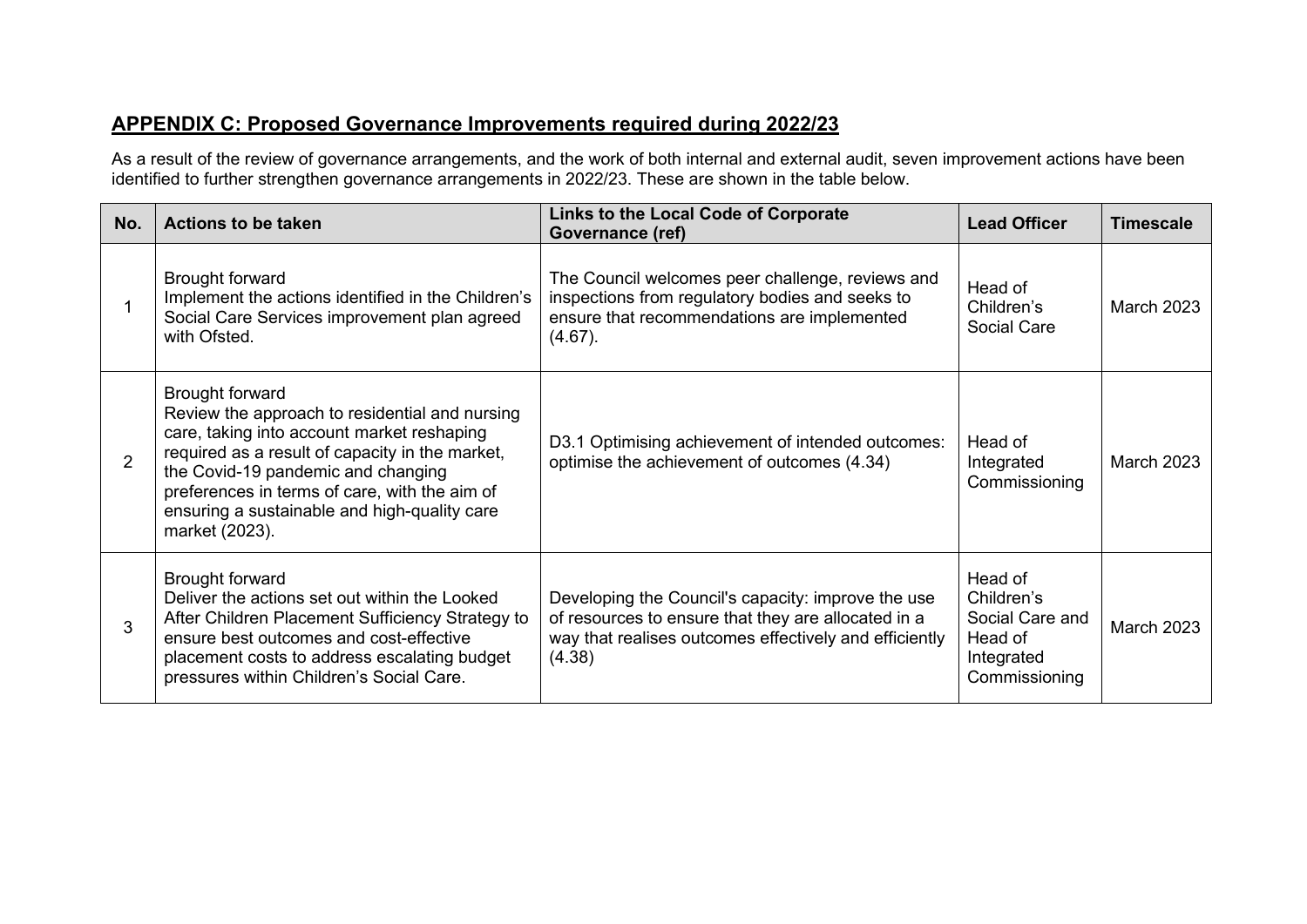## APPENDIX C: Proposed Governance Improvements required during 2022/23

As a result of the review of governance arrangements, and the work of both internal and external audit, seven improvement actions have been identified to further strengthen governance arrangements in 2022/23. These are shown in the table below.

| No. | Actions to be taken | Links to the Local Code of Corporate Governance (ref) | Lead Officer | Timescale |
|---|---|---|---|---|
| 1 | Brought forward<br>Implement the actions identified in the Children's Social Care Services improvement plan agreed with Ofsted. | The Council welcomes peer challenge, reviews and inspections from regulatory bodies and seeks to ensure that recommendations are implemented (4.67). | Head of Children's Social Care | March 2023 |
| 2 | Brought forward<br>Review the approach to residential and nursing care, taking into account market reshaping required as a result of capacity in the market, the Covid-19 pandemic and changing preferences in terms of care, with the aim of ensuring a sustainable and high-quality care market (2023). | D3.1 Optimising achievement of intended outcomes: optimise the achievement of outcomes (4.34) | Head of Integrated Commissioning | March 2023 |
| 3 | Brought forward<br>Deliver the actions set out within the Looked After Children Placement Sufficiency Strategy to ensure best outcomes and cost-effective placement costs to address escalating budget pressures within Children's Social Care. | Developing the Council's capacity: improve the use of resources to ensure that they are allocated in a way that realises outcomes effectively and efficiently (4.38) | Head of Children's Social Care and Head of Integrated Commissioning | March 2023 |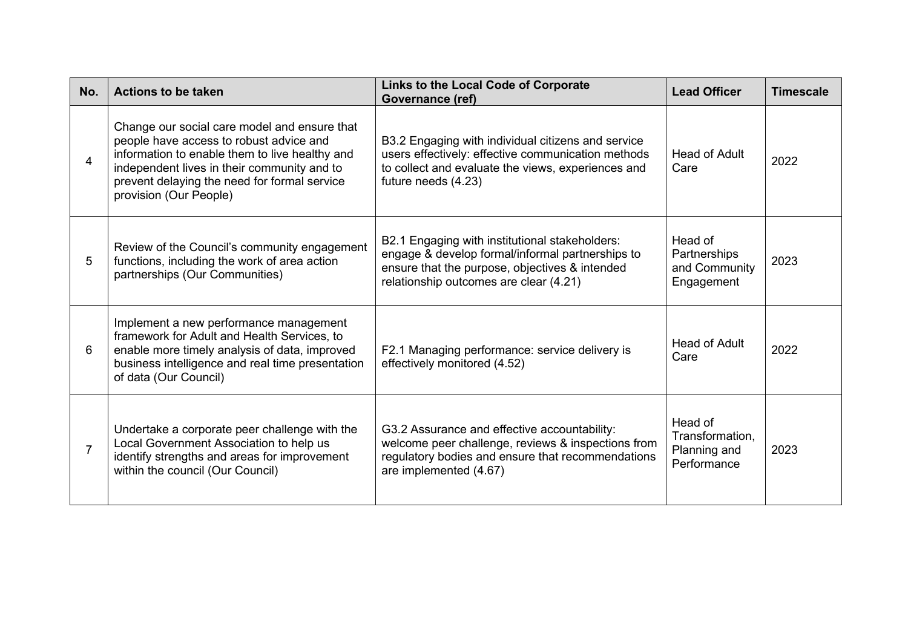| No. | Actions to be taken | Links to the Local Code of Corporate Governance (ref) | Lead Officer | Timescale |
|---|---|---|---|---|
| 4 | Change our social care model and ensure that people have access to robust advice and information to enable them to live healthy and independent lives in their community and to prevent delaying the need for formal service provision (Our People) | B3.2 Engaging with individual citizens and service users effectively: effective communication methods to collect and evaluate the views, experiences and future needs (4.23) | Head of Adult Care | 2022 |
| 5 | Review of the Council's community engagement functions, including the work of area action partnerships (Our Communities) | B2.1 Engaging with institutional stakeholders: engage & develop formal/informal partnerships to ensure that the purpose, objectives & intended relationship outcomes are clear (4.21) | Head of Partnerships and Community Engagement | 2023 |
| 6 | Implement a new performance management framework for Adult and Health Services, to enable more timely analysis of data, improved business intelligence and real time presentation of data (Our Council) | F2.1 Managing performance: service delivery is effectively monitored (4.52) | Head of Adult Care | 2022 |
| 7 | Undertake a corporate peer challenge with the Local Government Association to help us identify strengths and areas for improvement within the council (Our Council) | G3.2 Assurance and effective accountability: welcome peer challenge, reviews & inspections from regulatory bodies and ensure that recommendations are implemented (4.67) | Head of Transformation, Planning and Performance | 2023 |